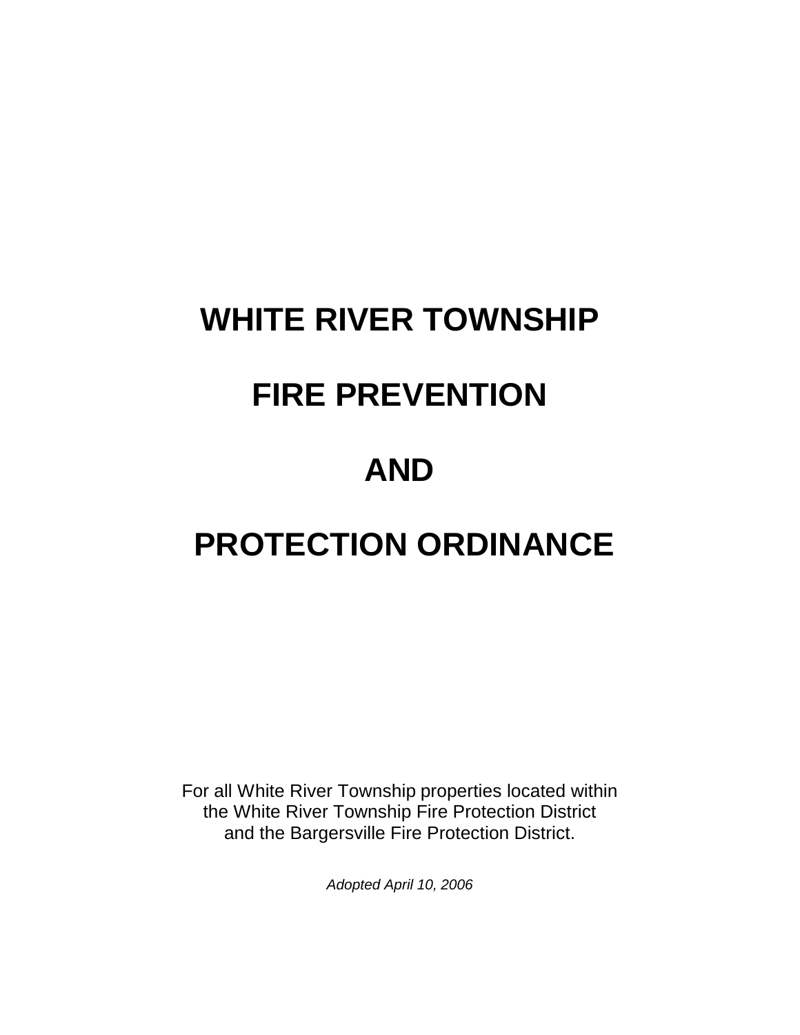# WHITE RIVER TOWNSHIP

# FIRE PREVENTION

# AND

# PROTECTION ORDINANCE

For all White River Township properties located within
the White River Township Fire Protection District
and the Bargersville Fire Protection District.

*Adopted April 10, 2006*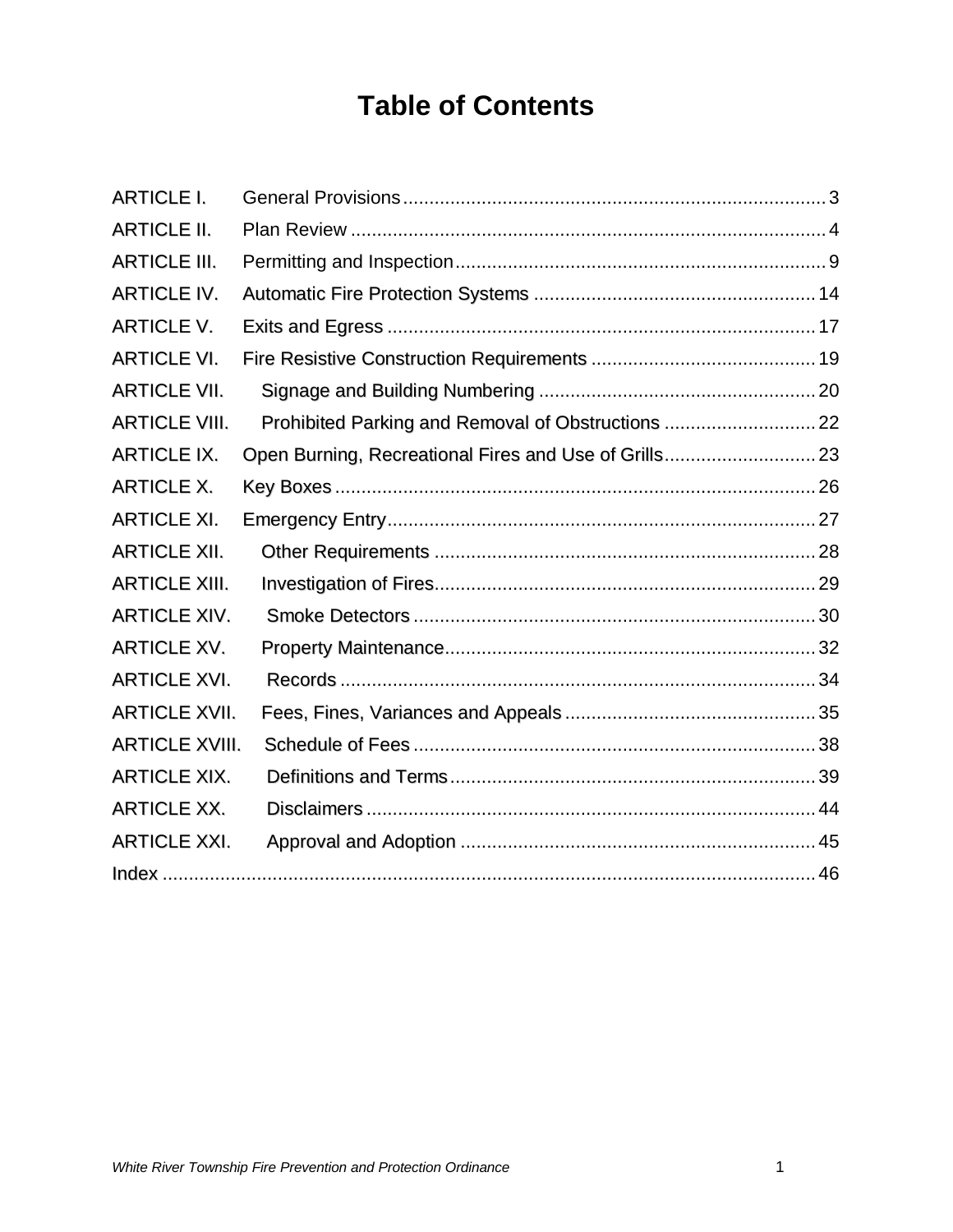# Table of Contents

| | | |
|---|---|---|
| ARTICLE I. | General Provisions | 3 |
| ARTICLE II. | Plan Review | 4 |
| ARTICLE III. | Permitting and Inspection | 9 |
| ARTICLE IV. | Automatic Fire Protection Systems | 14 |
| ARTICLE V. | Exits and Egress | 17 |
| ARTICLE VI. | Fire Resistive Construction Requirements | 19 |
| ARTICLE VII. | Signage and Building Numbering | 20 |
| ARTICLE VIII. | Prohibited Parking and Removal of Obstructions | 22 |
| ARTICLE IX. | Open Burning, Recreational Fires and Use of Grills | 23 |
| ARTICLE X. | Key Boxes | 26 |
| ARTICLE XI. | Emergency Entry | 27 |
| ARTICLE XII. | Other Requirements | 28 |
| ARTICLE XIII. | Investigation of Fires | 29 |
| ARTICLE XIV. | Smoke Detectors | 30 |
| ARTICLE XV. | Property Maintenance | 32 |
| ARTICLE XVI. | Records | 34 |
| ARTICLE XVII. | Fees, Fines, Variances and Appeals | 35 |
| ARTICLE XVIII. | Schedule of Fees | 38 |
| ARTICLE XIX. | Definitions and Terms | 39 |
| ARTICLE XX. | Disclaimers | 44 |
| ARTICLE XXI. | Approval and Adoption | 45 |
| Index | | 46 |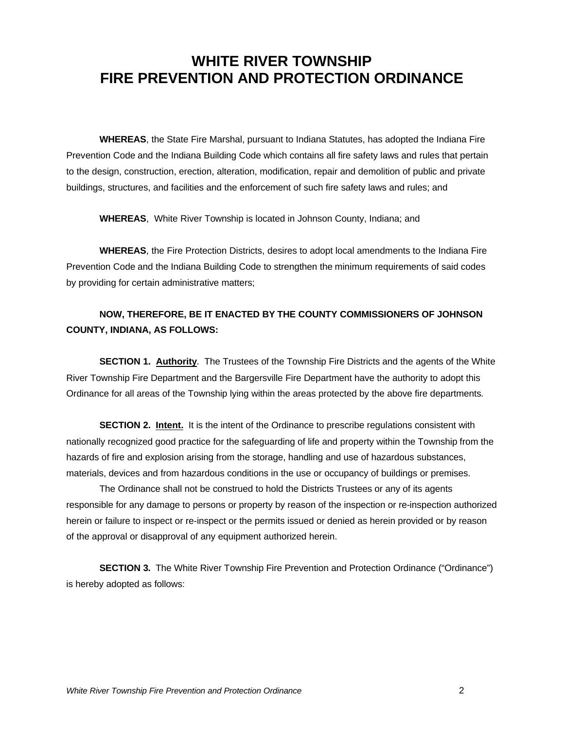# WHITE RIVER TOWNSHIP
# FIRE PREVENTION AND PROTECTION ORDINANCE

**WHEREAS**, the State Fire Marshal, pursuant to Indiana Statutes, has adopted the Indiana Fire Prevention Code and the Indiana Building Code which contains all fire safety laws and rules that pertain to the design, construction, erection, alteration, modification, repair and demolition of public and private buildings, structures, and facilities and the enforcement of such fire safety laws and rules; and

**WHEREAS**, White River Township is located in Johnson County, Indiana; and

**WHEREAS**, the Fire Protection Districts, desires to adopt local amendments to the Indiana Fire Prevention Code and the Indiana Building Code to strengthen the minimum requirements of said codes by providing for certain administrative matters;

**NOW, THEREFORE, BE IT ENACTED BY THE COUNTY COMMISSIONERS OF JOHNSON COUNTY, INDIANA, AS FOLLOWS:**

**SECTION 1. Authority**. The Trustees of the Township Fire Districts and the agents of the White River Township Fire Department and the Bargersville Fire Department have the authority to adopt this Ordinance for all areas of the Township lying within the areas protected by the above fire departments.

**SECTION 2. Intent.** It is the intent of the Ordinance to prescribe regulations consistent with nationally recognized good practice for the safeguarding of life and property within the Township from the hazards of fire and explosion arising from the storage, handling and use of hazardous substances, materials, devices and from hazardous conditions in the use or occupancy of buildings or premises.

The Ordinance shall not be construed to hold the Districts Trustees or any of its agents responsible for any damage to persons or property by reason of the inspection or re-inspection authorized herein or failure to inspect or re-inspect or the permits issued or denied as herein provided or by reason of the approval or disapproval of any equipment authorized herein.

**SECTION 3.** The White River Township Fire Prevention and Protection Ordinance ("Ordinance") is hereby adopted as follows: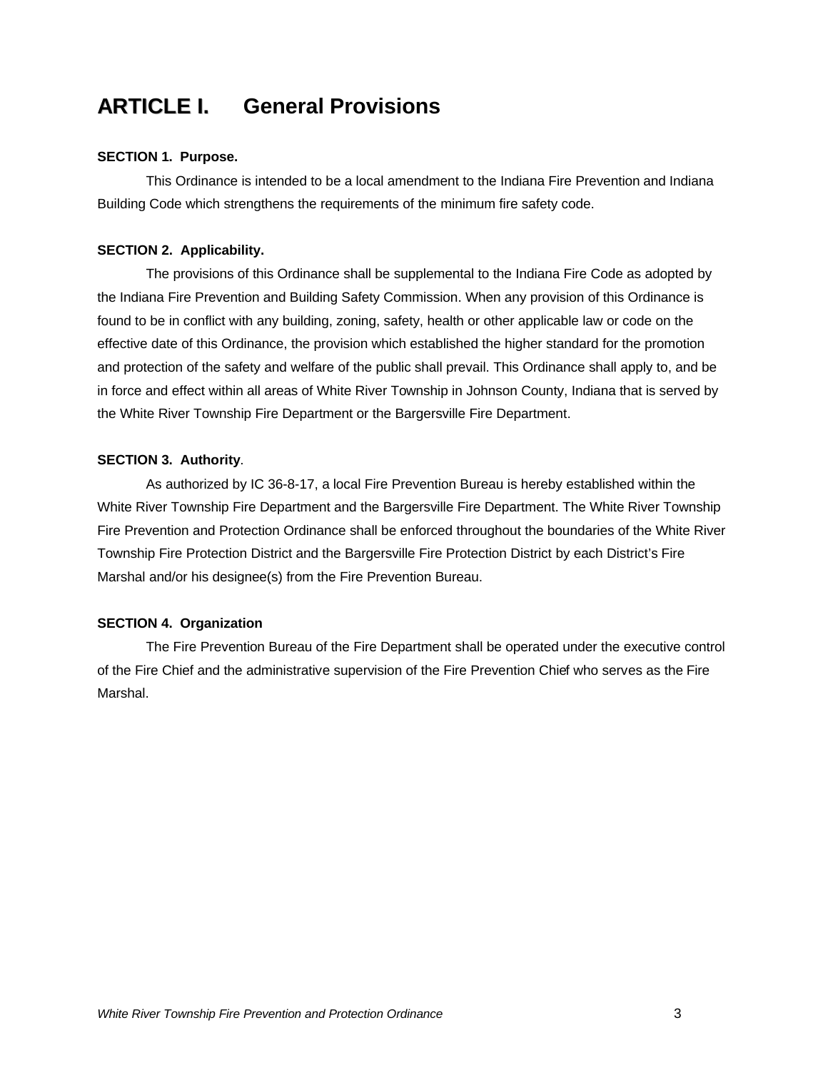# ARTICLE I. General Provisions

**SECTION 1. Purpose.**

This Ordinance is intended to be a local amendment to the Indiana Fire Prevention and Indiana Building Code which strengthens the requirements of the minimum fire safety code.

**SECTION 2. Applicability.**

The provisions of this Ordinance shall be supplemental to the Indiana Fire Code as adopted by the Indiana Fire Prevention and Building Safety Commission. When any provision of this Ordinance is found to be in conflict with any building, zoning, safety, health or other applicable law or code on the effective date of this Ordinance, the provision which established the higher standard for the promotion and protection of the safety and welfare of the public shall prevail. This Ordinance shall apply to, and be in force and effect within all areas of White River Township in Johnson County, Indiana that is served by the White River Township Fire Department or the Bargersville Fire Department.

**SECTION 3. Authority**.

As authorized by IC 36-8-17, a local Fire Prevention Bureau is hereby established within the White River Township Fire Department and the Bargersville Fire Department. The White River Township Fire Prevention and Protection Ordinance shall be enforced throughout the boundaries of the White River Township Fire Protection District and the Bargersville Fire Protection District by each District's Fire Marshal and/or his designee(s) from the Fire Prevention Bureau.

**SECTION 4. Organization**

The Fire Prevention Bureau of the Fire Department shall be operated under the executive control of the Fire Chief and the administrative supervision of the Fire Prevention Chief who serves as the Fire Marshal.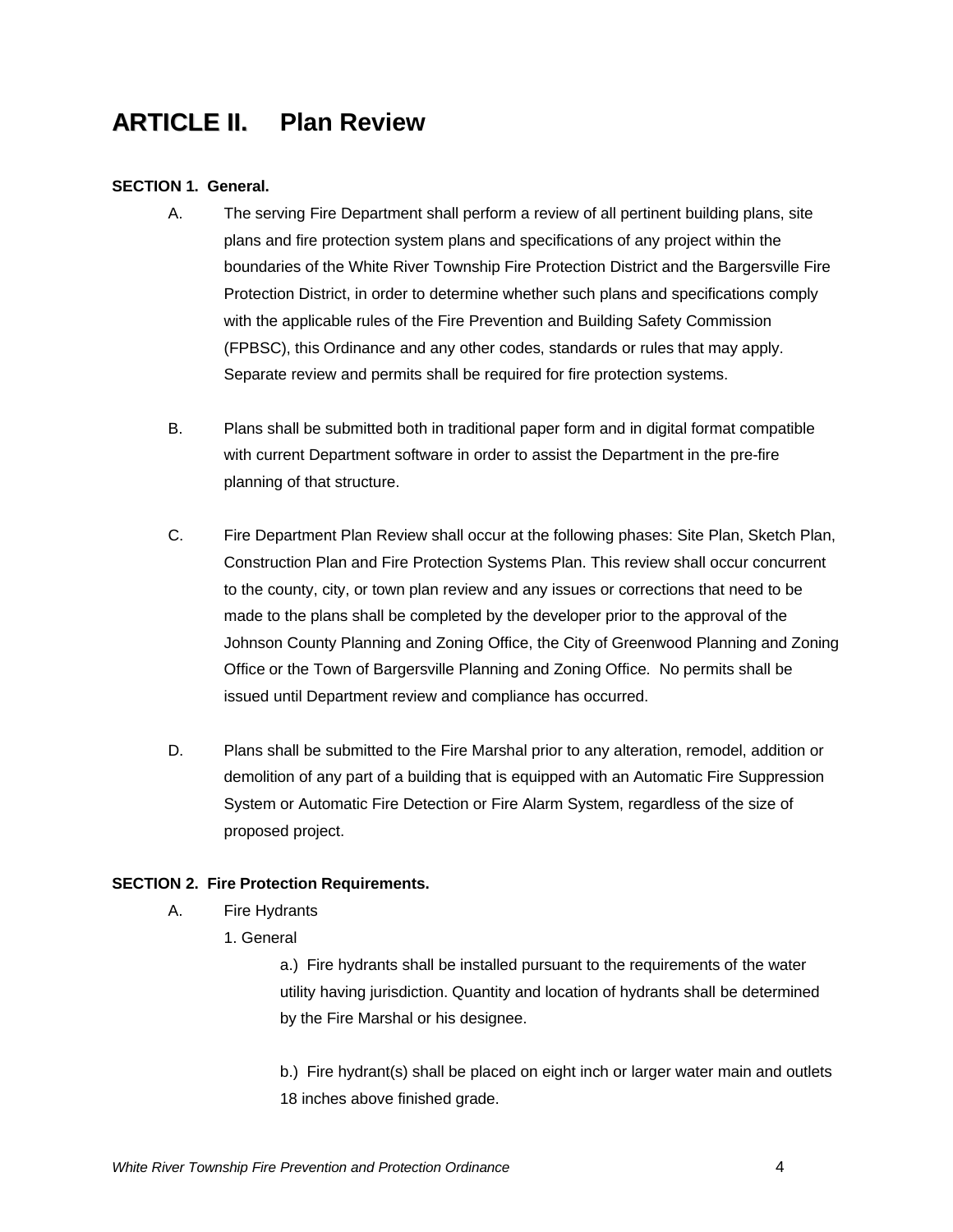# ARTICLE II. Plan Review

**SECTION 1. General.**

A. The serving Fire Department shall perform a review of all pertinent building plans, site plans and fire protection system plans and specifications of any project within the boundaries of the White River Township Fire Protection District and the Bargersville Fire Protection District, in order to determine whether such plans and specifications comply with the applicable rules of the Fire Prevention and Building Safety Commission (FPBSC), this Ordinance and any other codes, standards or rules that may apply. Separate review and permits shall be required for fire protection systems.

B. Plans shall be submitted both in traditional paper form and in digital format compatible with current Department software in order to assist the Department in the pre-fire planning of that structure.

C. Fire Department Plan Review shall occur at the following phases: Site Plan, Sketch Plan, Construction Plan and Fire Protection Systems Plan. This review shall occur concurrent to the county, city, or town plan review and any issues or corrections that need to be made to the plans shall be completed by the developer prior to the approval of the Johnson County Planning and Zoning Office, the City of Greenwood Planning and Zoning Office or the Town of Bargersville Planning and Zoning Office. No permits shall be issued until Department review and compliance has occurred.

D. Plans shall be submitted to the Fire Marshal prior to any alteration, remodel, addition or demolition of any part of a building that is equipped with an Automatic Fire Suppression System or Automatic Fire Detection or Fire Alarm System, regardless of the size of proposed project.

**SECTION 2. Fire Protection Requirements.**

A. Fire Hydrants

1. General

a.) Fire hydrants shall be installed pursuant to the requirements of the water utility having jurisdiction. Quantity and location of hydrants shall be determined by the Fire Marshal or his designee.

b.) Fire hydrant(s) shall be placed on eight inch or larger water main and outlets 18 inches above finished grade.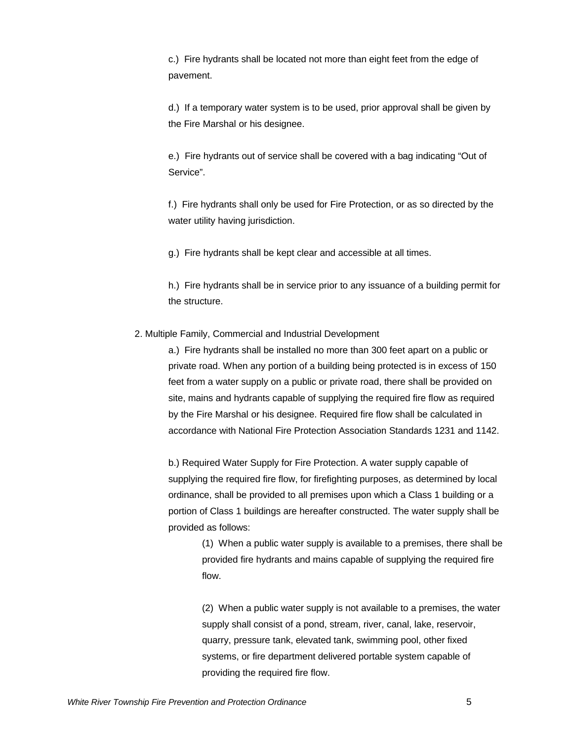c.) Fire hydrants shall be located not more than eight feet from the edge of pavement.

d.) If a temporary water system is to be used, prior approval shall be given by the Fire Marshal or his designee.

e.) Fire hydrants out of service shall be covered with a bag indicating "Out of Service".

f.) Fire hydrants shall only be used for Fire Protection, or as so directed by the water utility having jurisdiction.

g.) Fire hydrants shall be kept clear and accessible at all times.

h.) Fire hydrants shall be in service prior to any issuance of a building permit for the structure.

2. Multiple Family, Commercial and Industrial Development

a.) Fire hydrants shall be installed no more than 300 feet apart on a public or private road. When any portion of a building being protected is in excess of 150 feet from a water supply on a public or private road, there shall be provided on site, mains and hydrants capable of supplying the required fire flow as required by the Fire Marshal or his designee. Required fire flow shall be calculated in accordance with National Fire Protection Association Standards 1231 and 1142.

b.) Required Water Supply for Fire Protection. A water supply capable of supplying the required fire flow, for firefighting purposes, as determined by local ordinance, shall be provided to all premises upon which a Class 1 building or a portion of Class 1 buildings are hereafter constructed. The water supply shall be provided as follows:

(1) When a public water supply is available to a premises, there shall be provided fire hydrants and mains capable of supplying the required fire flow.

(2) When a public water supply is not available to a premises, the water supply shall consist of a pond, stream, river, canal, lake, reservoir, quarry, pressure tank, elevated tank, swimming pool, other fixed systems, or fire department delivered portable system capable of providing the required fire flow.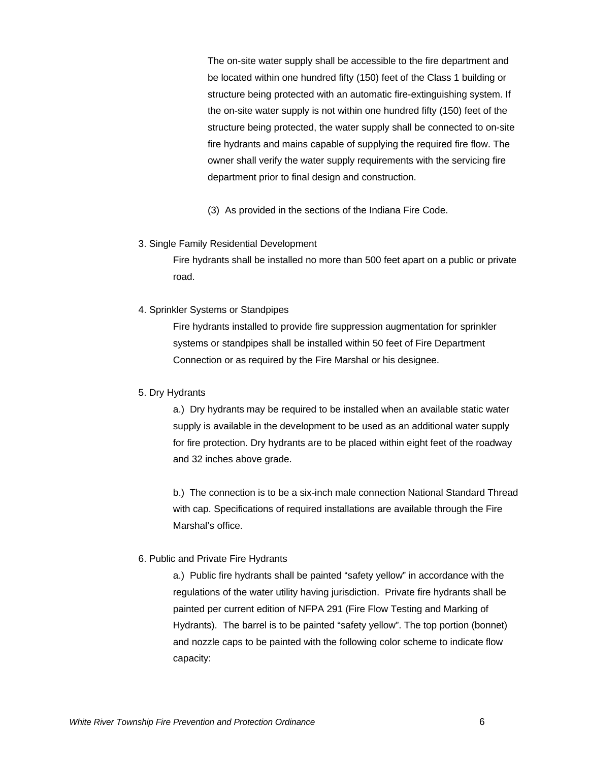The on-site water supply shall be accessible to the fire department and be located within one hundred fifty (150) feet of the Class 1 building or structure being protected with an automatic fire-extinguishing system. If the on-site water supply is not within one hundred fifty (150) feet of the structure being protected, the water supply shall be connected to on-site fire hydrants and mains capable of supplying the required fire flow. The owner shall verify the water supply requirements with the servicing fire department prior to final design and construction.

(3) As provided in the sections of the Indiana Fire Code.

3. Single Family Residential Development

Fire hydrants shall be installed no more than 500 feet apart on a public or private road.

4. Sprinkler Systems or Standpipes

Fire hydrants installed to provide fire suppression augmentation for sprinkler systems or standpipes shall be installed within 50 feet of Fire Department Connection or as required by the Fire Marshal or his designee.

5. Dry Hydrants

a.) Dry hydrants may be required to be installed when an available static water supply is available in the development to be used as an additional water supply for fire protection. Dry hydrants are to be placed within eight feet of the roadway and 32 inches above grade.

b.) The connection is to be a six-inch male connection National Standard Thread with cap. Specifications of required installations are available through the Fire Marshal's office.

6. Public and Private Fire Hydrants

a.) Public fire hydrants shall be painted "safety yellow" in accordance with the regulations of the water utility having jurisdiction. Private fire hydrants shall be painted per current edition of NFPA 291 (Fire Flow Testing and Marking of Hydrants). The barrel is to be painted "safety yellow". The top portion (bonnet) and nozzle caps to be painted with the following color scheme to indicate flow capacity: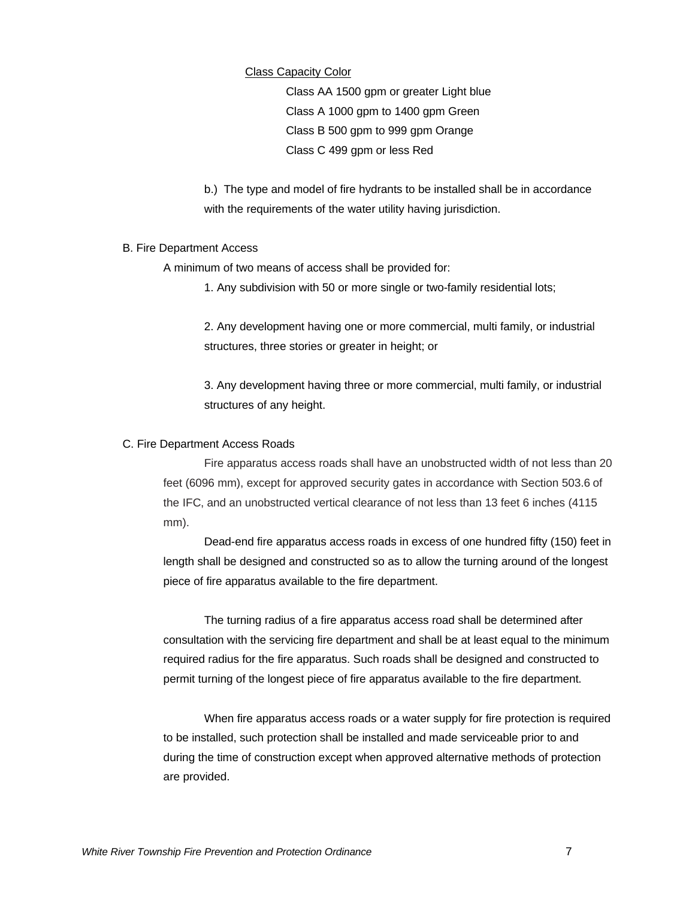Class Capacity Color

| Class | Capacity | Color |
|---|---|---|
| Class AA | 1500 gpm or greater | Light blue |
| Class A | 1000 gpm to 1400 gpm | Green |
| Class B | 500 gpm to 999 gpm | Orange |
| Class C | 499 gpm or less | Red |

b.) The type and model of fire hydrants to be installed shall be in accordance with the requirements of the water utility having jurisdiction.

B. Fire Department Access

A minimum of two means of access shall be provided for:

1. Any subdivision with 50 or more single or two-family residential lots;

2. Any development having one or more commercial, multi family, or industrial structures, three stories or greater in height; or

3. Any development having three or more commercial, multi family, or industrial structures of any height.

C. Fire Department Access Roads

Fire apparatus access roads shall have an unobstructed width of not less than 20 feet (6096 mm), except for approved security gates in accordance with Section 503.6 of the IFC, and an unobstructed vertical clearance of not less than 13 feet 6 inches (4115 mm).

Dead-end fire apparatus access roads in excess of one hundred fifty (150) feet in length shall be designed and constructed so as to allow the turning around of the longest piece of fire apparatus available to the fire department.

The turning radius of a fire apparatus access road shall be determined after consultation with the servicing fire department and shall be at least equal to the minimum required radius for the fire apparatus. Such roads shall be designed and constructed to permit turning of the longest piece of fire apparatus available to the fire department.

When fire apparatus access roads or a water supply for fire protection is required to be installed, such protection shall be installed and made serviceable prior to and during the time of construction except when approved alternative methods of protection are provided.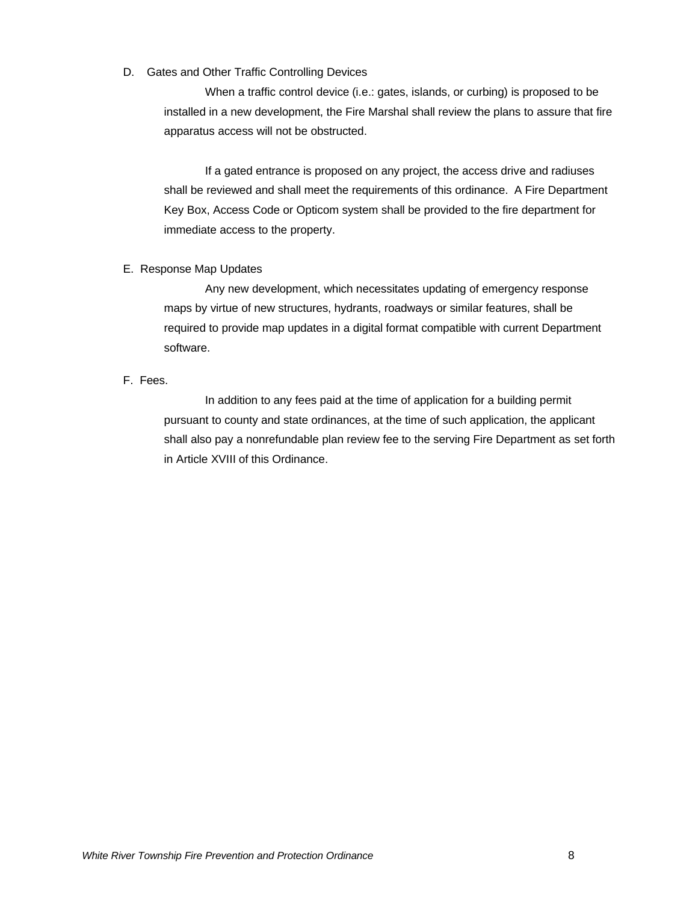D. Gates and Other Traffic Controlling Devices

When a traffic control device (i.e.: gates, islands, or curbing) is proposed to be installed in a new development, the Fire Marshal shall review the plans to assure that fire apparatus access will not be obstructed.

If a gated entrance is proposed on any project, the access drive and radiuses shall be reviewed and shall meet the requirements of this ordinance. A Fire Department Key Box, Access Code or Opticom system shall be provided to the fire department for immediate access to the property.

E. Response Map Updates

Any new development, which necessitates updating of emergency response maps by virtue of new structures, hydrants, roadways or similar features, shall be required to provide map updates in a digital format compatible with current Department software.

F. Fees.

In addition to any fees paid at the time of application for a building permit pursuant to county and state ordinances, at the time of such application, the applicant shall also pay a nonrefundable plan review fee to the serving Fire Department as set forth in Article XVIII of this Ordinance.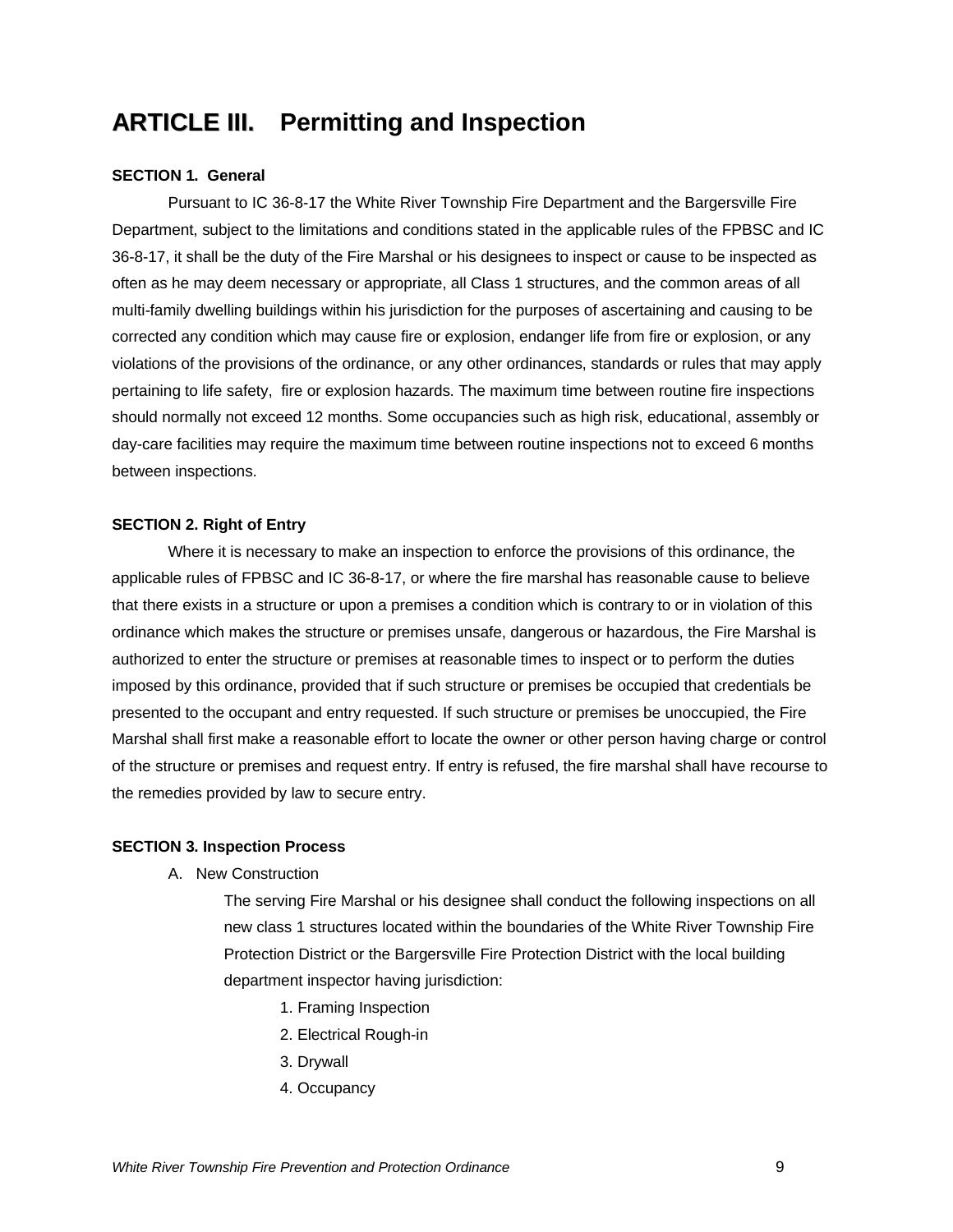# ARTICLE III. Permitting and Inspection

**SECTION 1. General**

Pursuant to IC 36-8-17 the White River Township Fire Department and the Bargersville Fire Department, subject to the limitations and conditions stated in the applicable rules of the FPBSC and IC 36-8-17, it shall be the duty of the Fire Marshal or his designees to inspect or cause to be inspected as often as he may deem necessary or appropriate, all Class 1 structures, and the common areas of all multi-family dwelling buildings within his jurisdiction for the purposes of ascertaining and causing to be corrected any condition which may cause fire or explosion, endanger life from fire or explosion, or any violations of the provisions of the ordinance, or any other ordinances, standards or rules that may apply pertaining to life safety, fire or explosion hazards. The maximum time between routine fire inspections should normally not exceed 12 months. Some occupancies such as high risk, educational, assembly or day-care facilities may require the maximum time between routine inspections not to exceed 6 months between inspections.

**SECTION 2. Right of Entry**

Where it is necessary to make an inspection to enforce the provisions of this ordinance, the applicable rules of FPBSC and IC 36-8-17, or where the fire marshal has reasonable cause to believe that there exists in a structure or upon a premises a condition which is contrary to or in violation of this ordinance which makes the structure or premises unsafe, dangerous or hazardous, the Fire Marshal is authorized to enter the structure or premises at reasonable times to inspect or to perform the duties imposed by this ordinance, provided that if such structure or premises be occupied that credentials be presented to the occupant and entry requested. If such structure or premises be unoccupied, the Fire Marshal shall first make a reasonable effort to locate the owner or other person having charge or control of the structure or premises and request entry. If entry is refused, the fire marshal shall have recourse to the remedies provided by law to secure entry.

**SECTION 3. Inspection Process**

A. New Construction

The serving Fire Marshal or his designee shall conduct the following inspections on all new class 1 structures located within the boundaries of the White River Township Fire Protection District or the Bargersville Fire Protection District with the local building department inspector having jurisdiction:

1. Framing Inspection
2. Electrical Rough-in
3. Drywall
4. Occupancy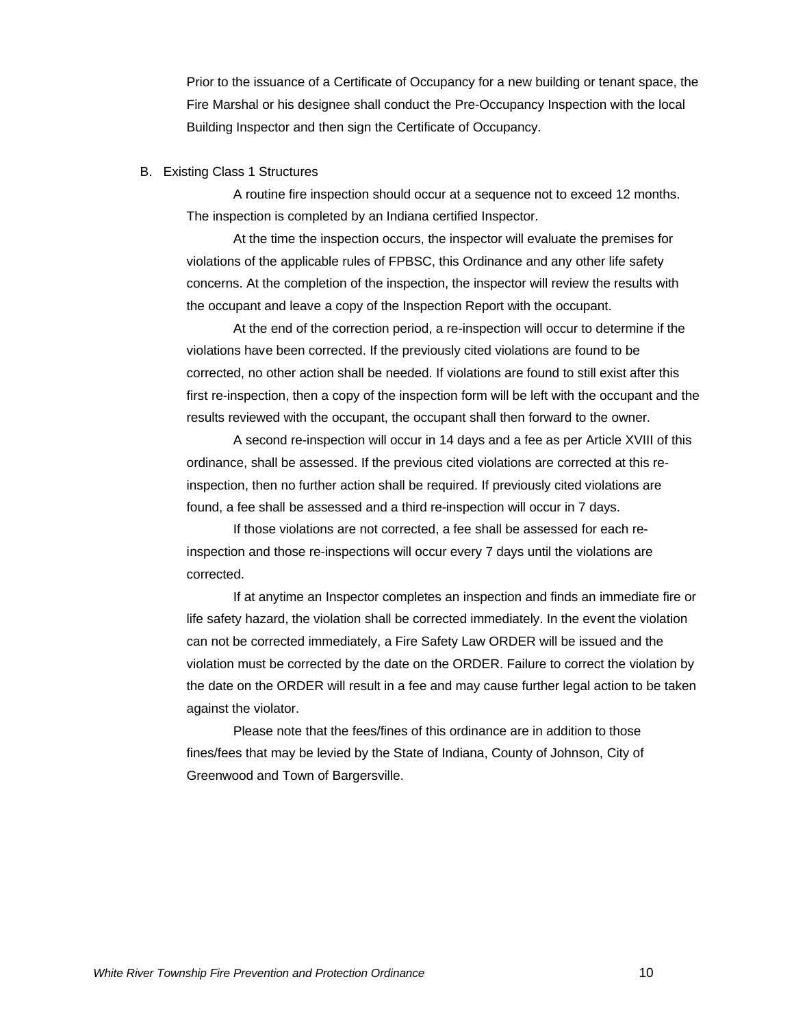Prior to the issuance of a Certificate of Occupancy for a new building or tenant space, the Fire Marshal or his designee shall conduct the Pre-Occupancy Inspection with the local Building Inspector and then sign the Certificate of Occupancy.

B. Existing Class 1 Structures

A routine fire inspection should occur at a sequence not to exceed 12 months. The inspection is completed by an Indiana certified Inspector.

At the time the inspection occurs, the inspector will evaluate the premises for violations of the applicable rules of FPBSC, this Ordinance and any other life safety concerns. At the completion of the inspection, the inspector will review the results with the occupant and leave a copy of the Inspection Report with the occupant.

At the end of the correction period, a re-inspection will occur to determine if the violations have been corrected. If the previously cited violations are found to be corrected, no other action shall be needed. If violations are found to still exist after this first re-inspection, then a copy of the inspection form will be left with the occupant and the results reviewed with the occupant, the occupant shall then forward to the owner.

A second re-inspection will occur in 14 days and a fee as per Article XVIII of this ordinance, shall be assessed. If the previous cited violations are corrected at this re-inspection, then no further action shall be required. If previously cited violations are found, a fee shall be assessed and a third re-inspection will occur in 7 days.

If those violations are not corrected, a fee shall be assessed for each re-inspection and those re-inspections will occur every 7 days until the violations are corrected.

If at anytime an Inspector completes an inspection and finds an immediate fire or life safety hazard, the violation shall be corrected immediately. In the event the violation can not be corrected immediately, a Fire Safety Law ORDER will be issued and the violation must be corrected by the date on the ORDER. Failure to correct the violation by the date on the ORDER will result in a fee and may cause further legal action to be taken against the violator.

Please note that the fees/fines of this ordinance are in addition to those fines/fees that may be levied by the State of Indiana, County of Johnson, City of Greenwood and Town of Bargersville.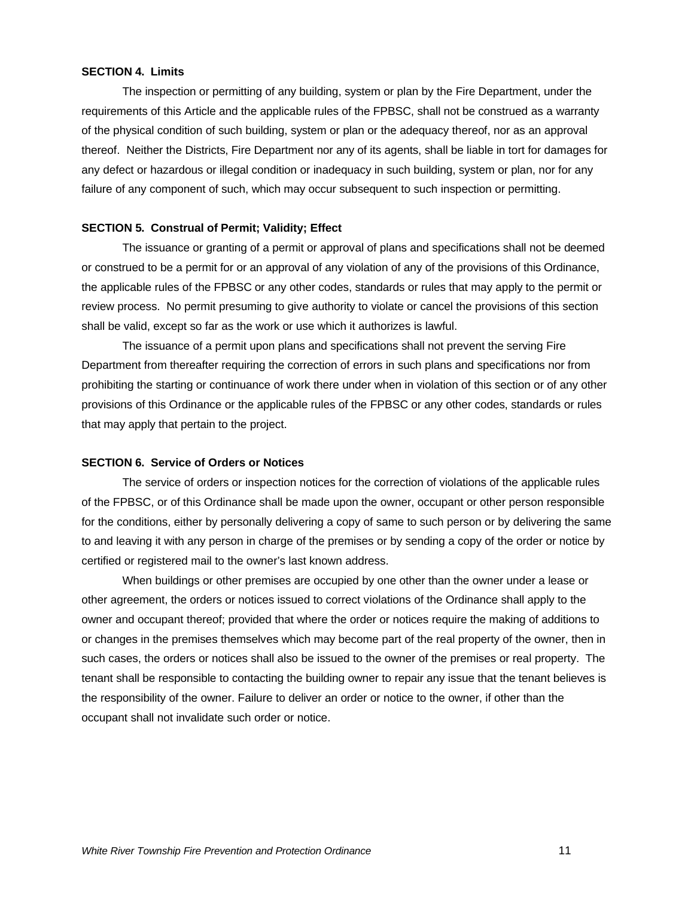**SECTION 4. Limits**

The inspection or permitting of any building, system or plan by the Fire Department, under the requirements of this Article and the applicable rules of the FPBSC, shall not be construed as a warranty of the physical condition of such building, system or plan or the adequacy thereof, nor as an approval thereof. Neither the Districts, Fire Department nor any of its agents, shall be liable in tort for damages for any defect or hazardous or illegal condition or inadequacy in such building, system or plan, nor for any failure of any component of such, which may occur subsequent to such inspection or permitting.

**SECTION 5. Construal of Permit; Validity; Effect**

The issuance or granting of a permit or approval of plans and specifications shall not be deemed or construed to be a permit for or an approval of any violation of any of the provisions of this Ordinance, the applicable rules of the FPBSC or any other codes, standards or rules that may apply to the permit or review process. No permit presuming to give authority to violate or cancel the provisions of this section shall be valid, except so far as the work or use which it authorizes is lawful.

The issuance of a permit upon plans and specifications shall not prevent the serving Fire Department from thereafter requiring the correction of errors in such plans and specifications nor from prohibiting the starting or continuance of work there under when in violation of this section or of any other provisions of this Ordinance or the applicable rules of the FPBSC or any other codes, standards or rules that may apply that pertain to the project.

**SECTION 6. Service of Orders or Notices**

The service of orders or inspection notices for the correction of violations of the applicable rules of the FPBSC, or of this Ordinance shall be made upon the owner, occupant or other person responsible for the conditions, either by personally delivering a copy of same to such person or by delivering the same to and leaving it with any person in charge of the premises or by sending a copy of the order or notice by certified or registered mail to the owner's last known address.

When buildings or other premises are occupied by one other than the owner under a lease or other agreement, the orders or notices issued to correct violations of the Ordinance shall apply to the owner and occupant thereof; provided that where the order or notices require the making of additions to or changes in the premises themselves which may become part of the real property of the owner, then in such cases, the orders or notices shall also be issued to the owner of the premises or real property. The tenant shall be responsible to contacting the building owner to repair any issue that the tenant believes is the responsibility of the owner. Failure to deliver an order or notice to the owner, if other than the occupant shall not invalidate such order or notice.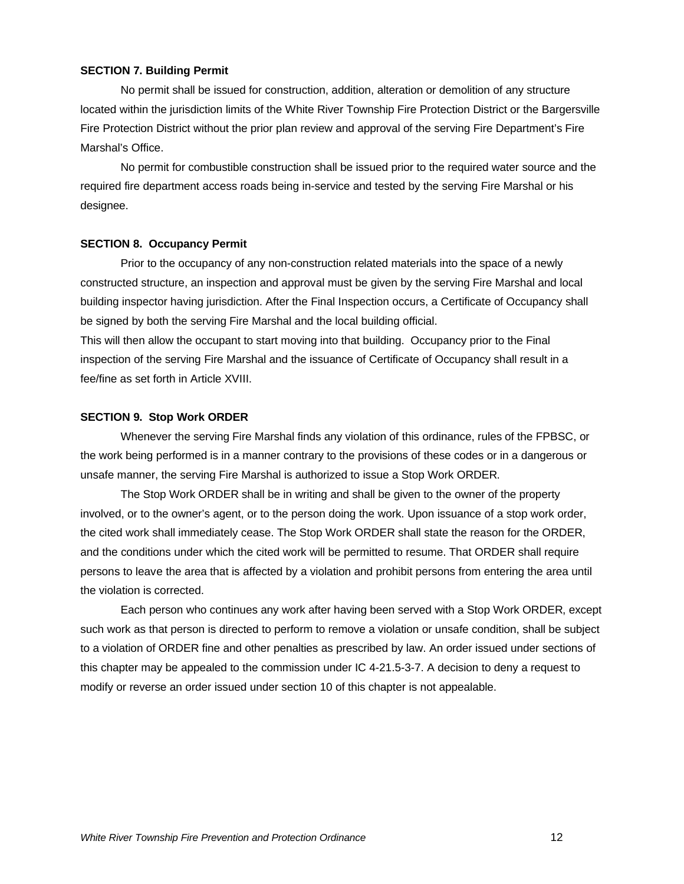**SECTION 7. Building Permit**

No permit shall be issued for construction, addition, alteration or demolition of any structure located within the jurisdiction limits of the White River Township Fire Protection District or the Bargersville Fire Protection District without the prior plan review and approval of the serving Fire Department's Fire Marshal's Office.

No permit for combustible construction shall be issued prior to the required water source and the required fire department access roads being in-service and tested by the serving Fire Marshal or his designee.

**SECTION 8. Occupancy Permit**

Prior to the occupancy of any non-construction related materials into the space of a newly constructed structure, an inspection and approval must be given by the serving Fire Marshal and local building inspector having jurisdiction. After the Final Inspection occurs, a Certificate of Occupancy shall be signed by both the serving Fire Marshal and the local building official.
This will then allow the occupant to start moving into that building. Occupancy prior to the Final inspection of the serving Fire Marshal and the issuance of Certificate of Occupancy shall result in a fee/fine as set forth in Article XVIII.

**SECTION 9. Stop Work ORDER**

Whenever the serving Fire Marshal finds any violation of this ordinance, rules of the FPBSC, or the work being performed is in a manner contrary to the provisions of these codes or in a dangerous or unsafe manner, the serving Fire Marshal is authorized to issue a Stop Work ORDER.

The Stop Work ORDER shall be in writing and shall be given to the owner of the property involved, or to the owner's agent, or to the person doing the work. Upon issuance of a stop work order, the cited work shall immediately cease. The Stop Work ORDER shall state the reason for the ORDER, and the conditions under which the cited work will be permitted to resume. That ORDER shall require persons to leave the area that is affected by a violation and prohibit persons from entering the area until the violation is corrected.

Each person who continues any work after having been served with a Stop Work ORDER, except such work as that person is directed to perform to remove a violation or unsafe condition, shall be subject to a violation of ORDER fine and other penalties as prescribed by law. An order issued under sections of this chapter may be appealed to the commission under IC 4-21.5-3-7. A decision to deny a request to modify or reverse an order issued under section 10 of this chapter is not appealable.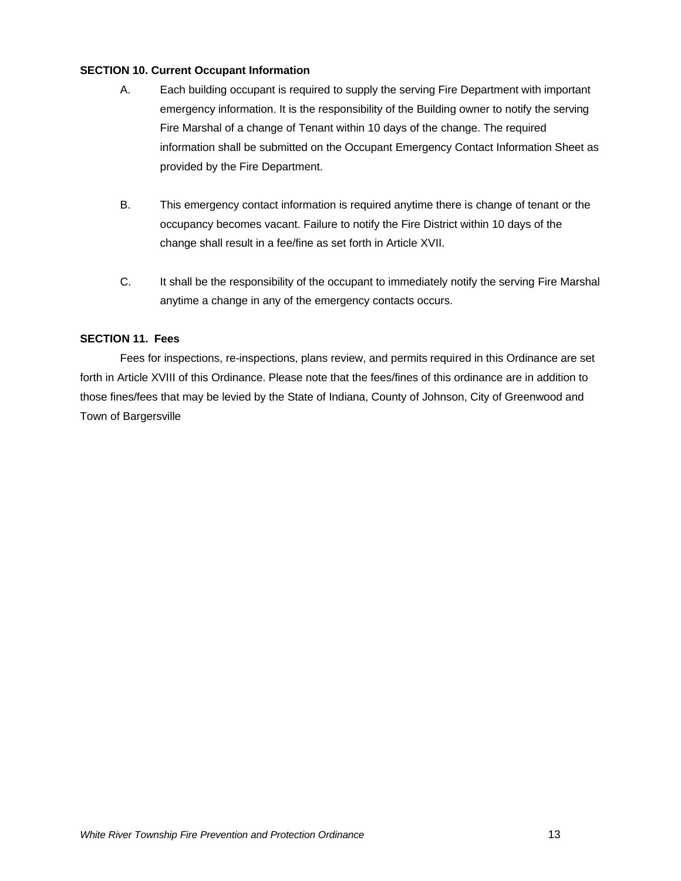**SECTION 10. Current Occupant Information**

A. Each building occupant is required to supply the serving Fire Department with important emergency information. It is the responsibility of the Building owner to notify the serving Fire Marshal of a change of Tenant within 10 days of the change. The required information shall be submitted on the Occupant Emergency Contact Information Sheet as provided by the Fire Department.

B. This emergency contact information is required anytime there is change of tenant or the occupancy becomes vacant. Failure to notify the Fire District within 10 days of the change shall result in a fee/fine as set forth in Article XVII.

C. It shall be the responsibility of the occupant to immediately notify the serving Fire Marshal anytime a change in any of the emergency contacts occurs.

**SECTION 11. Fees**

Fees for inspections, re-inspections, plans review, and permits required in this Ordinance are set forth in Article XVIII of this Ordinance. Please note that the fees/fines of this ordinance are in addition to those fines/fees that may be levied by the State of Indiana, County of Johnson, City of Greenwood and Town of Bargersville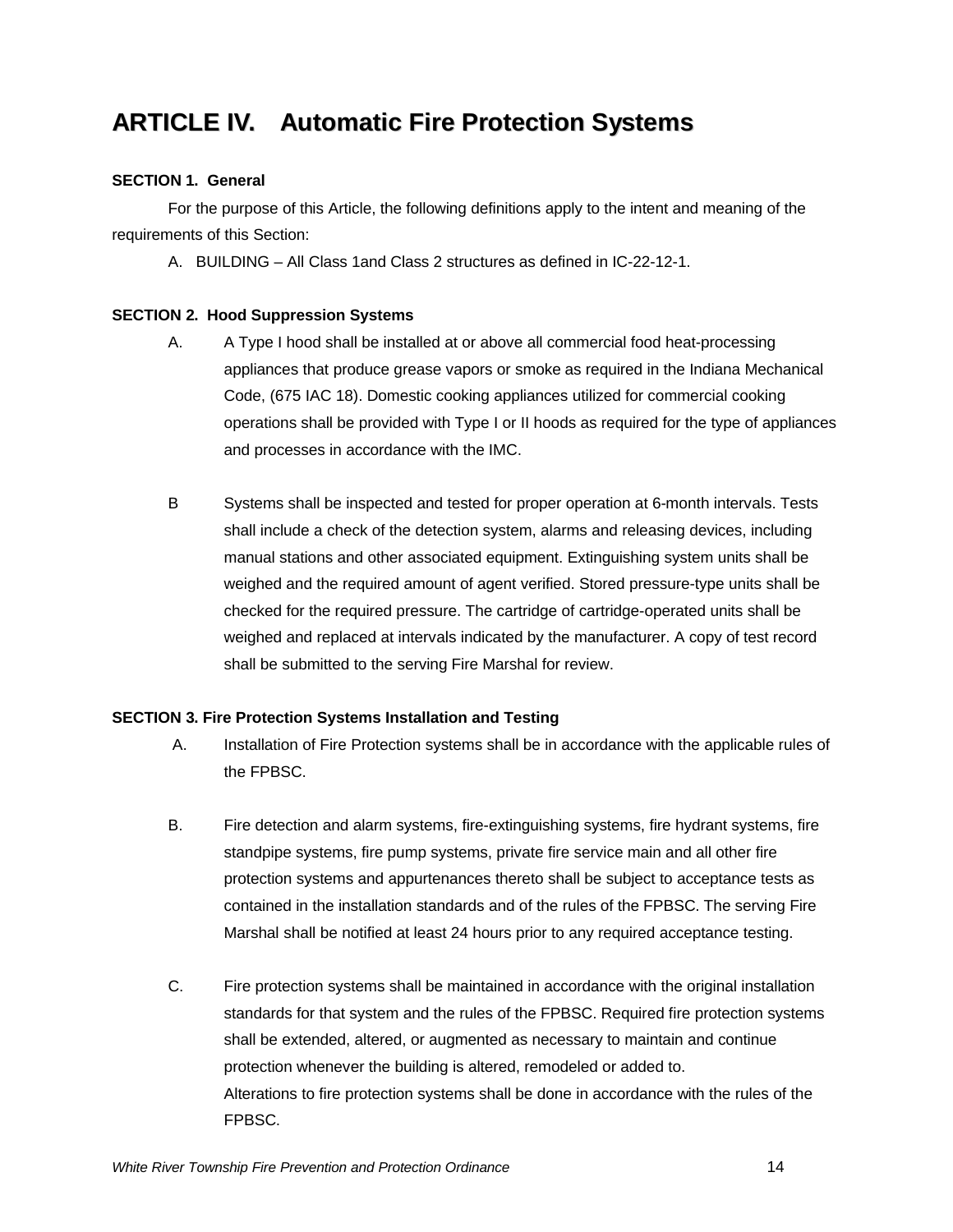# ARTICLE IV. Automatic Fire Protection Systems

**SECTION 1. General**

For the purpose of this Article, the following definitions apply to the intent and meaning of the requirements of this Section:

A. BUILDING – All Class 1and Class 2 structures as defined in IC-22-12-1.

**SECTION 2. Hood Suppression Systems**

A. A Type I hood shall be installed at or above all commercial food heat-processing appliances that produce grease vapors or smoke as required in the Indiana Mechanical Code, (675 IAC 18). Domestic cooking appliances utilized for commercial cooking operations shall be provided with Type I or II hoods as required for the type of appliances and processes in accordance with the IMC.

B Systems shall be inspected and tested for proper operation at 6-month intervals. Tests shall include a check of the detection system, alarms and releasing devices, including manual stations and other associated equipment. Extinguishing system units shall be weighed and the required amount of agent verified. Stored pressure-type units shall be checked for the required pressure. The cartridge of cartridge-operated units shall be weighed and replaced at intervals indicated by the manufacturer. A copy of test record shall be submitted to the serving Fire Marshal for review.

**SECTION 3. Fire Protection Systems Installation and Testing**

A. Installation of Fire Protection systems shall be in accordance with the applicable rules of the FPBSC.

B. Fire detection and alarm systems, fire-extinguishing systems, fire hydrant systems, fire standpipe systems, fire pump systems, private fire service main and all other fire protection systems and appurtenances thereto shall be subject to acceptance tests as contained in the installation standards and of the rules of the FPBSC. The serving Fire Marshal shall be notified at least 24 hours prior to any required acceptance testing.

C. Fire protection systems shall be maintained in accordance with the original installation standards for that system and the rules of the FPBSC. Required fire protection systems shall be extended, altered, or augmented as necessary to maintain and continue protection whenever the building is altered, remodeled or added to.
Alterations to fire protection systems shall be done in accordance with the rules of the FPBSC.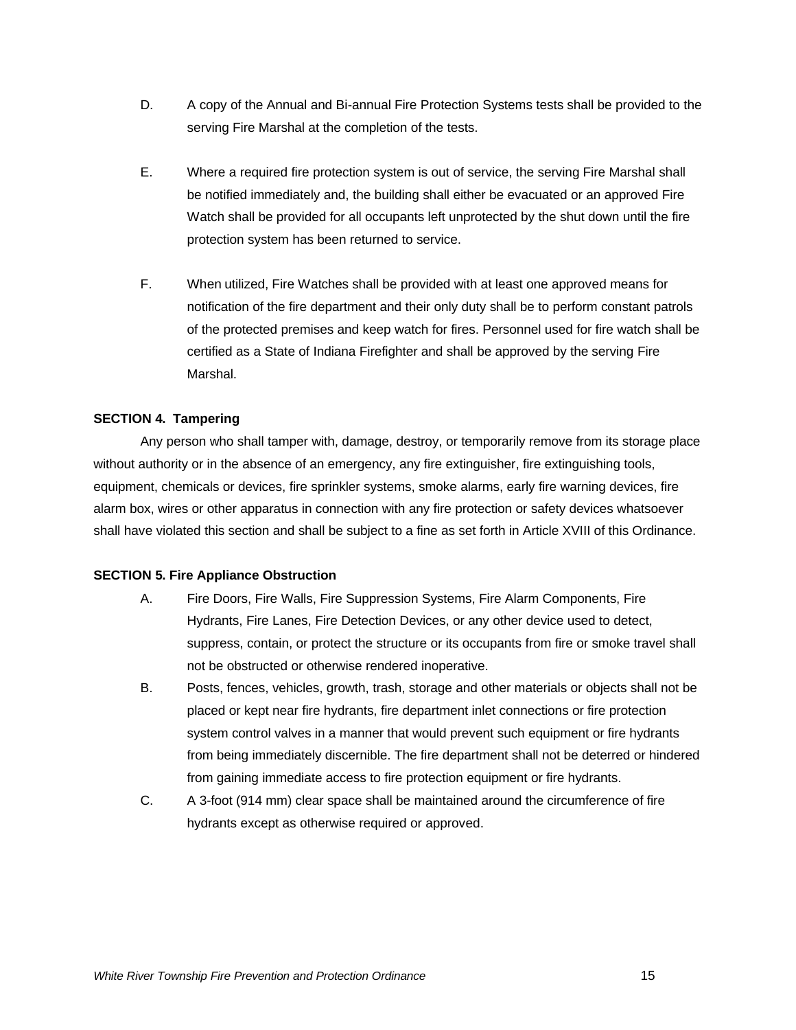D. A copy of the Annual and Bi-annual Fire Protection Systems tests shall be provided to the serving Fire Marshal at the completion of the tests.

E. Where a required fire protection system is out of service, the serving Fire Marshal shall be notified immediately and, the building shall either be evacuated or an approved Fire Watch shall be provided for all occupants left unprotected by the shut down until the fire protection system has been returned to service.

F. When utilized, Fire Watches shall be provided with at least one approved means for notification of the fire department and their only duty shall be to perform constant patrols of the protected premises and keep watch for fires. Personnel used for fire watch shall be certified as a State of Indiana Firefighter and shall be approved by the serving Fire Marshal.

**SECTION 4. Tampering**

Any person who shall tamper with, damage, destroy, or temporarily remove from its storage place without authority or in the absence of an emergency, any fire extinguisher, fire extinguishing tools, equipment, chemicals or devices, fire sprinkler systems, smoke alarms, early fire warning devices, fire alarm box, wires or other apparatus in connection with any fire protection or safety devices whatsoever shall have violated this section and shall be subject to a fine as set forth in Article XVIII of this Ordinance.

**SECTION 5. Fire Appliance Obstruction**

A. Fire Doors, Fire Walls, Fire Suppression Systems, Fire Alarm Components, Fire Hydrants, Fire Lanes, Fire Detection Devices, or any other device used to detect, suppress, contain, or protect the structure or its occupants from fire or smoke travel shall not be obstructed or otherwise rendered inoperative.

B. Posts, fences, vehicles, growth, trash, storage and other materials or objects shall not be placed or kept near fire hydrants, fire department inlet connections or fire protection system control valves in a manner that would prevent such equipment or fire hydrants from being immediately discernible. The fire department shall not be deterred or hindered from gaining immediate access to fire protection equipment or fire hydrants.

C. A 3-foot (914 mm) clear space shall be maintained around the circumference of fire hydrants except as otherwise required or approved.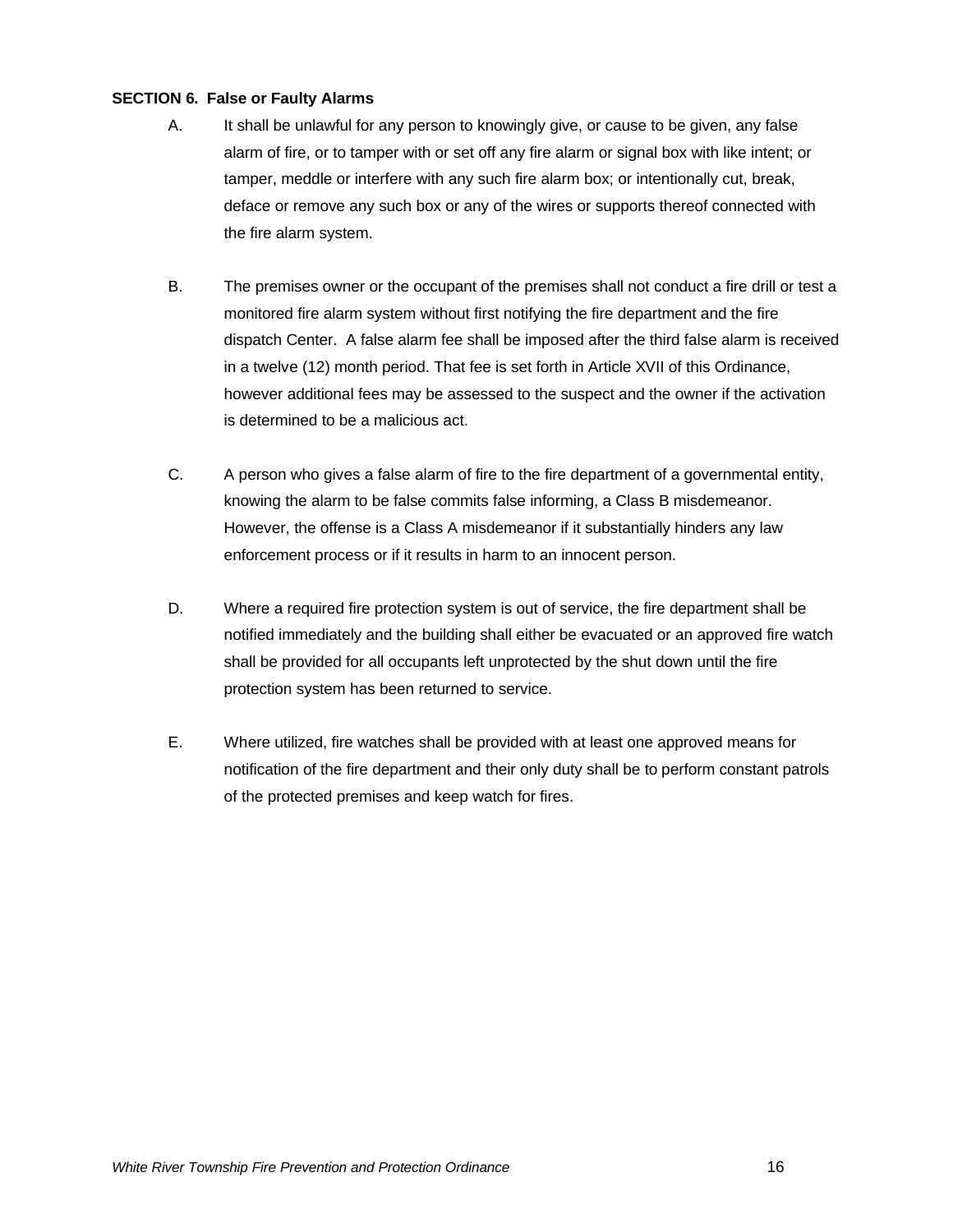**SECTION 6. False or Faulty Alarms**

A. It shall be unlawful for any person to knowingly give, or cause to be given, any false alarm of fire, or to tamper with or set off any fire alarm or signal box with like intent; or tamper, meddle or interfere with any such fire alarm box; or intentionally cut, break, deface or remove any such box or any of the wires or supports thereof connected with the fire alarm system.

B. The premises owner or the occupant of the premises shall not conduct a fire drill or test a monitored fire alarm system without first notifying the fire department and the fire dispatch Center. A false alarm fee shall be imposed after the third false alarm is received in a twelve (12) month period. That fee is set forth in Article XVII of this Ordinance, however additional fees may be assessed to the suspect and the owner if the activation is determined to be a malicious act.

C. A person who gives a false alarm of fire to the fire department of a governmental entity, knowing the alarm to be false commits false informing, a Class B misdemeanor. However, the offense is a Class A misdemeanor if it substantially hinders any law enforcement process or if it results in harm to an innocent person.

D. Where a required fire protection system is out of service, the fire department shall be notified immediately and the building shall either be evacuated or an approved fire watch shall be provided for all occupants left unprotected by the shut down until the fire protection system has been returned to service.

E. Where utilized, fire watches shall be provided with at least one approved means for notification of the fire department and their only duty shall be to perform constant patrols of the protected premises and keep watch for fires.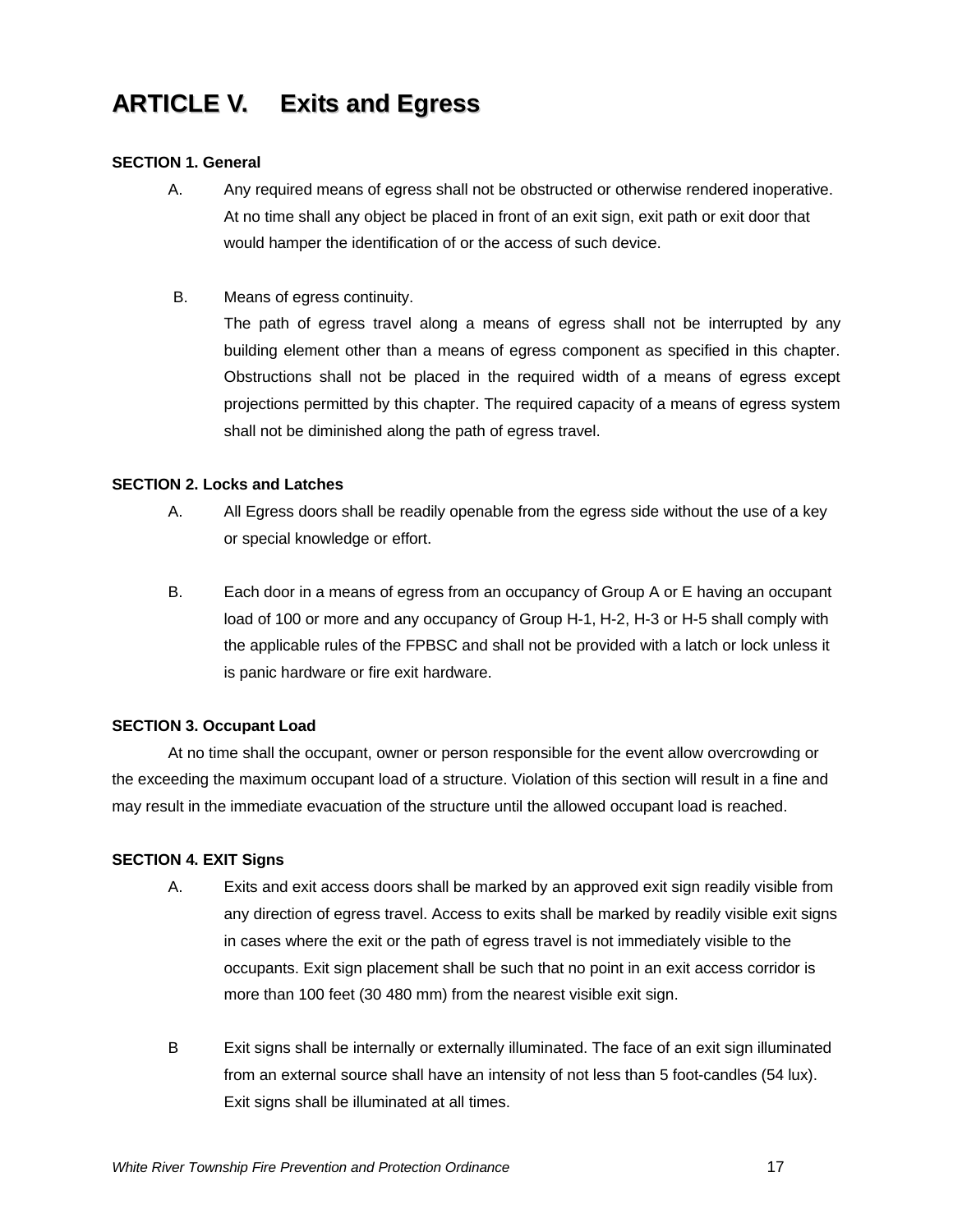# ARTICLE V. Exits and Egress

**SECTION 1. General**

A. Any required means of egress shall not be obstructed or otherwise rendered inoperative. At no time shall any object be placed in front of an exit sign, exit path or exit door that would hamper the identification of or the access of such device.

B. Means of egress continuity.
The path of egress travel along a means of egress shall not be interrupted by any building element other than a means of egress component as specified in this chapter. Obstructions shall not be placed in the required width of a means of egress except projections permitted by this chapter. The required capacity of a means of egress system shall not be diminished along the path of egress travel.

**SECTION 2. Locks and Latches**

A. All Egress doors shall be readily openable from the egress side without the use of a key or special knowledge or effort.

B. Each door in a means of egress from an occupancy of Group A or E having an occupant load of 100 or more and any occupancy of Group H-1, H-2, H-3 or H-5 shall comply with the applicable rules of the FPBSC and shall not be provided with a latch or lock unless it is panic hardware or fire exit hardware.

**SECTION 3. Occupant Load**

At no time shall the occupant, owner or person responsible for the event allow overcrowding or the exceeding the maximum occupant load of a structure. Violation of this section will result in a fine and may result in the immediate evacuation of the structure until the allowed occupant load is reached.

**SECTION 4. EXIT Signs**

A. Exits and exit access doors shall be marked by an approved exit sign readily visible from any direction of egress travel. Access to exits shall be marked by readily visible exit signs in cases where the exit or the path of egress travel is not immediately visible to the occupants. Exit sign placement shall be such that no point in an exit access corridor is more than 100 feet (30 480 mm) from the nearest visible exit sign.

B Exit signs shall be internally or externally illuminated. The face of an exit sign illuminated from an external source shall have an intensity of not less than 5 foot-candles (54 lux). Exit signs shall be illuminated at all times.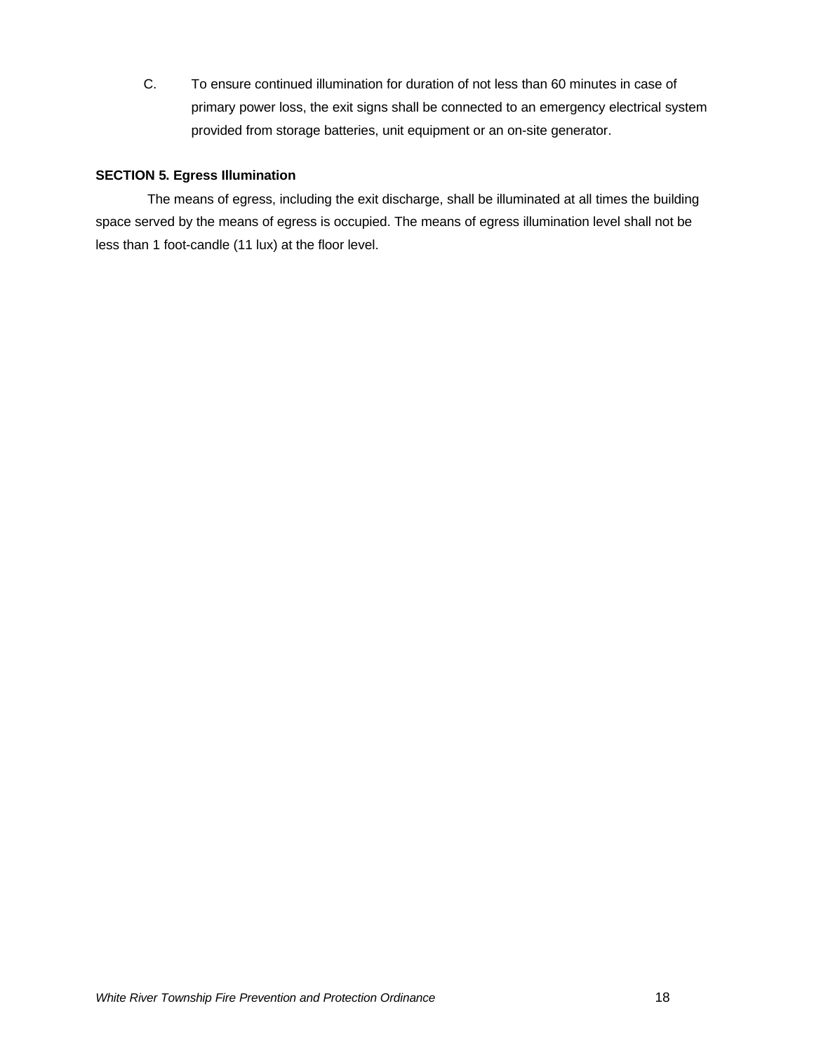C. To ensure continued illumination for duration of not less than 60 minutes in case of primary power loss, the exit signs shall be connected to an emergency electrical system provided from storage batteries, unit equipment or an on-site generator.

**SECTION 5. Egress Illumination**

The means of egress, including the exit discharge, shall be illuminated at all times the building space served by the means of egress is occupied. The means of egress illumination level shall not be less than 1 foot-candle (11 lux) at the floor level.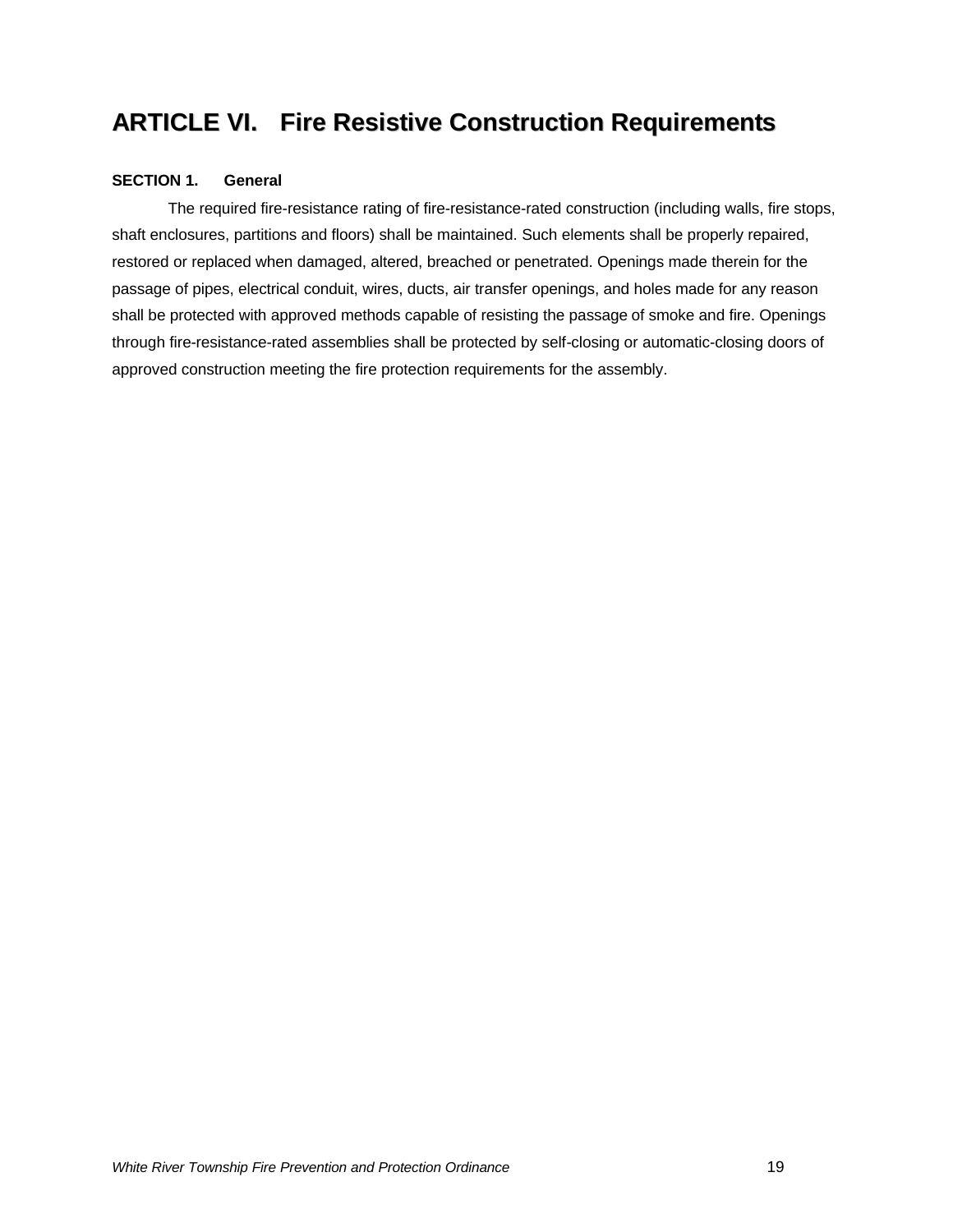# ARTICLE VI. Fire Resistive Construction Requirements

**SECTION 1. General**

The required fire-resistance rating of fire-resistance-rated construction (including walls, fire stops, shaft enclosures, partitions and floors) shall be maintained. Such elements shall be properly repaired, restored or replaced when damaged, altered, breached or penetrated. Openings made therein for the passage of pipes, electrical conduit, wires, ducts, air transfer openings, and holes made for any reason shall be protected with approved methods capable of resisting the passage of smoke and fire. Openings through fire-resistance-rated assemblies shall be protected by self-closing or automatic-closing doors of approved construction meeting the fire protection requirements for the assembly.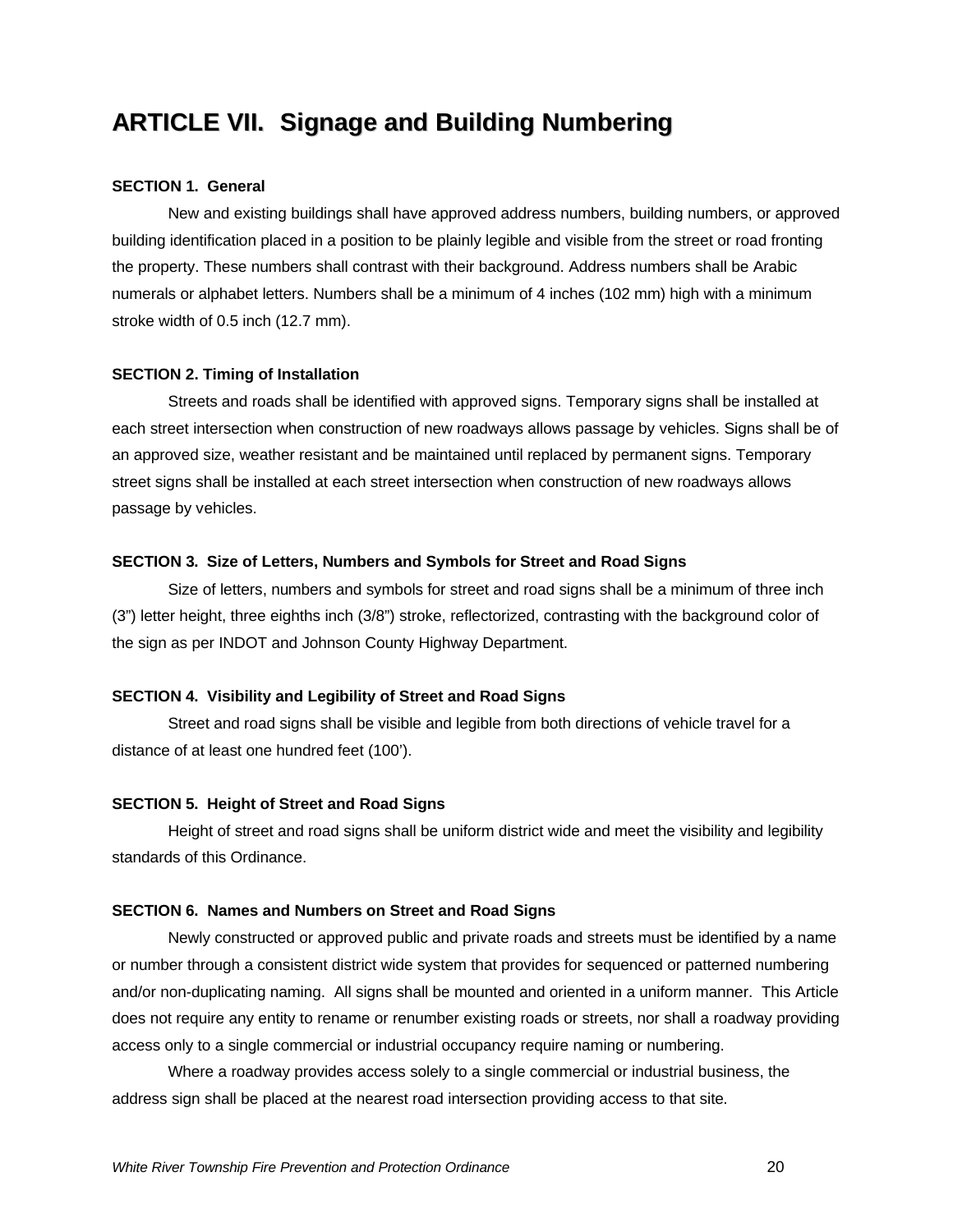# ARTICLE VII. Signage and Building Numbering

**SECTION 1. General**

New and existing buildings shall have approved address numbers, building numbers, or approved building identification placed in a position to be plainly legible and visible from the street or road fronting the property. These numbers shall contrast with their background. Address numbers shall be Arabic numerals or alphabet letters. Numbers shall be a minimum of 4 inches (102 mm) high with a minimum stroke width of 0.5 inch (12.7 mm).

**SECTION 2. Timing of Installation**

Streets and roads shall be identified with approved signs. Temporary signs shall be installed at each street intersection when construction of new roadways allows passage by vehicles. Signs shall be of an approved size, weather resistant and be maintained until replaced by permanent signs. Temporary street signs shall be installed at each street intersection when construction of new roadways allows passage by vehicles.

**SECTION 3. Size of Letters, Numbers and Symbols for Street and Road Signs**

Size of letters, numbers and symbols for street and road signs shall be a minimum of three inch (3") letter height, three eighths inch (3/8") stroke, reflectorized, contrasting with the background color of the sign as per INDOT and Johnson County Highway Department.

**SECTION 4. Visibility and Legibility of Street and Road Signs**

Street and road signs shall be visible and legible from both directions of vehicle travel for a distance of at least one hundred feet (100').

**SECTION 5. Height of Street and Road Signs**

Height of street and road signs shall be uniform district wide and meet the visibility and legibility standards of this Ordinance.

**SECTION 6. Names and Numbers on Street and Road Signs**

Newly constructed or approved public and private roads and streets must be identified by a name or number through a consistent district wide system that provides for sequenced or patterned numbering and/or non-duplicating naming. All signs shall be mounted and oriented in a uniform manner. This Article does not require any entity to rename or renumber existing roads or streets, nor shall a roadway providing access only to a single commercial or industrial occupancy require naming or numbering.

Where a roadway provides access solely to a single commercial or industrial business, the address sign shall be placed at the nearest road intersection providing access to that site.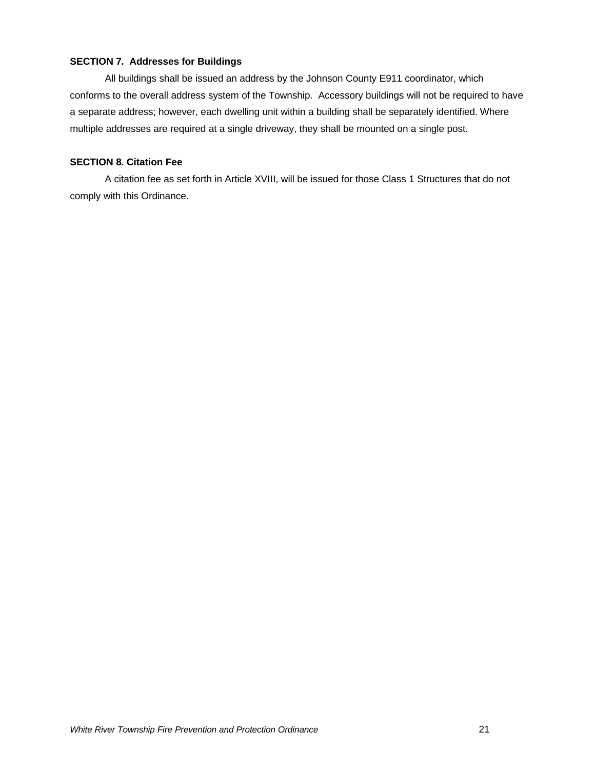**SECTION 7. Addresses for Buildings**

All buildings shall be issued an address by the Johnson County E911 coordinator, which conforms to the overall address system of the Township. Accessory buildings will not be required to have a separate address; however, each dwelling unit within a building shall be separately identified. Where multiple addresses are required at a single driveway, they shall be mounted on a single post.

**SECTION 8. Citation Fee**

A citation fee as set forth in Article XVIII, will be issued for those Class 1 Structures that do not comply with this Ordinance.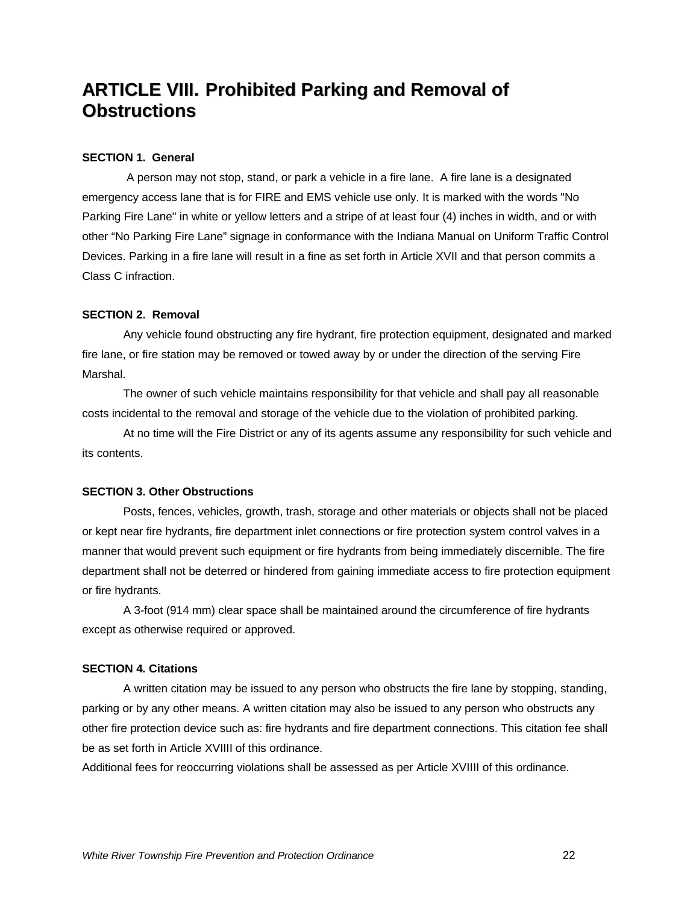# ARTICLE VIII. Prohibited Parking and Removal of Obstructions

**SECTION 1. General**

A person may not stop, stand, or park a vehicle in a fire lane. A fire lane is a designated emergency access lane that is for FIRE and EMS vehicle use only. It is marked with the words "No Parking Fire Lane" in white or yellow letters and a stripe of at least four (4) inches in width, and or with other “No Parking Fire Lane” signage in conformance with the Indiana Manual on Uniform Traffic Control Devices. Parking in a fire lane will result in a fine as set forth in Article XVII and that person commits a Class C infraction.

**SECTION 2. Removal**

Any vehicle found obstructing any fire hydrant, fire protection equipment, designated and marked fire lane, or fire station may be removed or towed away by or under the direction of the serving Fire Marshal.

The owner of such vehicle maintains responsibility for that vehicle and shall pay all reasonable costs incidental to the removal and storage of the vehicle due to the violation of prohibited parking.

At no time will the Fire District or any of its agents assume any responsibility for such vehicle and its contents.

**SECTION 3. Other Obstructions**

Posts, fences, vehicles, growth, trash, storage and other materials or objects shall not be placed or kept near fire hydrants, fire department inlet connections or fire protection system control valves in a manner that would prevent such equipment or fire hydrants from being immediately discernible. The fire department shall not be deterred or hindered from gaining immediate access to fire protection equipment or fire hydrants.

A 3-foot (914 mm) clear space shall be maintained around the circumference of fire hydrants except as otherwise required or approved.

**SECTION 4. Citations**

A written citation may be issued to any person who obstructs the fire lane by stopping, standing, parking or by any other means. A written citation may also be issued to any person who obstructs any other fire protection device such as: fire hydrants and fire department connections. This citation fee shall be as set forth in Article XVIIII of this ordinance.

Additional fees for reoccurring violations shall be assessed as per Article XVIIII of this ordinance.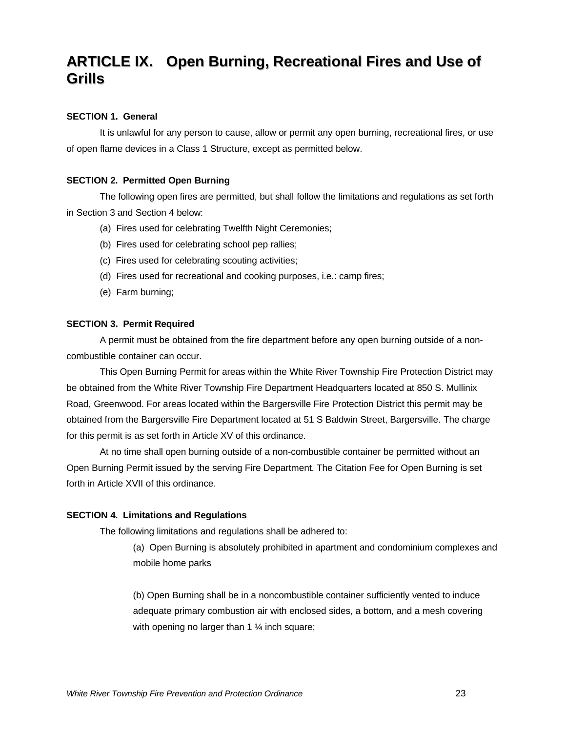# ARTICLE IX. Open Burning, Recreational Fires and Use of Grills

**SECTION 1. General**

It is unlawful for any person to cause, allow or permit any open burning, recreational fires, or use of open flame devices in a Class 1 Structure, except as permitted below.

**SECTION 2. Permitted Open Burning**

The following open fires are permitted, but shall follow the limitations and regulations as set forth in Section 3 and Section 4 below:

(a) Fires used for celebrating Twelfth Night Ceremonies;

(b) Fires used for celebrating school pep rallies;

(c) Fires used for celebrating scouting activities;

(d) Fires used for recreational and cooking purposes, i.e.: camp fires;

(e) Farm burning;

**SECTION 3. Permit Required**

A permit must be obtained from the fire department before any open burning outside of a non-combustible container can occur.

This Open Burning Permit for areas within the White River Township Fire Protection District may be obtained from the White River Township Fire Department Headquarters located at 850 S. Mullinix Road, Greenwood. For areas located within the Bargersville Fire Protection District this permit may be obtained from the Bargersville Fire Department located at 51 S Baldwin Street, Bargersville. The charge for this permit is as set forth in Article XV of this ordinance.

At no time shall open burning outside of a non-combustible container be permitted without an Open Burning Permit issued by the serving Fire Department. The Citation Fee for Open Burning is set forth in Article XVII of this ordinance.

**SECTION 4. Limitations and Regulations**

The following limitations and regulations shall be adhered to:

(a) Open Burning is absolutely prohibited in apartment and condominium complexes and mobile home parks

(b) Open Burning shall be in a noncombustible container sufficiently vented to induce adequate primary combustion air with enclosed sides, a bottom, and a mesh covering with opening no larger than 1 ¼ inch square;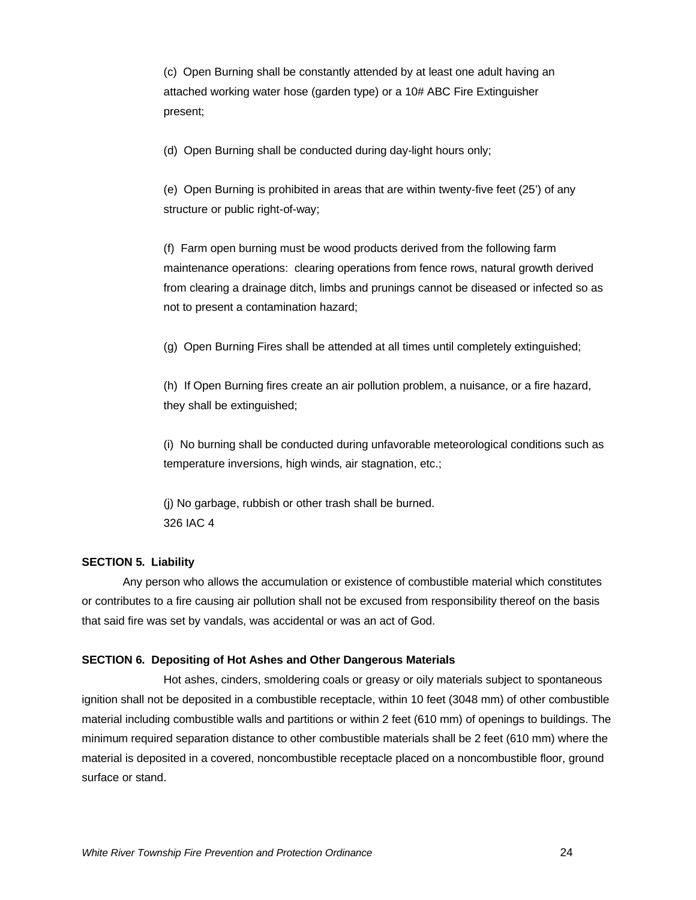(c) Open Burning shall be constantly attended by at least one adult having an attached working water hose (garden type) or a 10# ABC Fire Extinguisher present;

(d) Open Burning shall be conducted during day-light hours only;

(e) Open Burning is prohibited in areas that are within twenty-five feet (25') of any structure or public right-of-way;

(f) Farm open burning must be wood products derived from the following farm maintenance operations: clearing operations from fence rows, natural growth derived from clearing a drainage ditch, limbs and prunings cannot be diseased or infected so as not to present a contamination hazard;

(g) Open Burning Fires shall be attended at all times until completely extinguished;

(h) If Open Burning fires create an air pollution problem, a nuisance, or a fire hazard, they shall be extinguished;

(i) No burning shall be conducted during unfavorable meteorological conditions such as temperature inversions, high winds, air stagnation, etc.;

(j) No garbage, rubbish or other trash shall be burned.
326 IAC 4

**SECTION 5. Liability**

Any person who allows the accumulation or existence of combustible material which constitutes or contributes to a fire causing air pollution shall not be excused from responsibility thereof on the basis that said fire was set by vandals, was accidental or was an act of God.

**SECTION 6. Depositing of Hot Ashes and Other Dangerous Materials**

Hot ashes, cinders, smoldering coals or greasy or oily materials subject to spontaneous ignition shall not be deposited in a combustible receptacle, within 10 feet (3048 mm) of other combustible material including combustible walls and partitions or within 2 feet (610 mm) of openings to buildings. The minimum required separation distance to other combustible materials shall be 2 feet (610 mm) where the material is deposited in a covered, noncombustible receptacle placed on a noncombustible floor, ground surface or stand.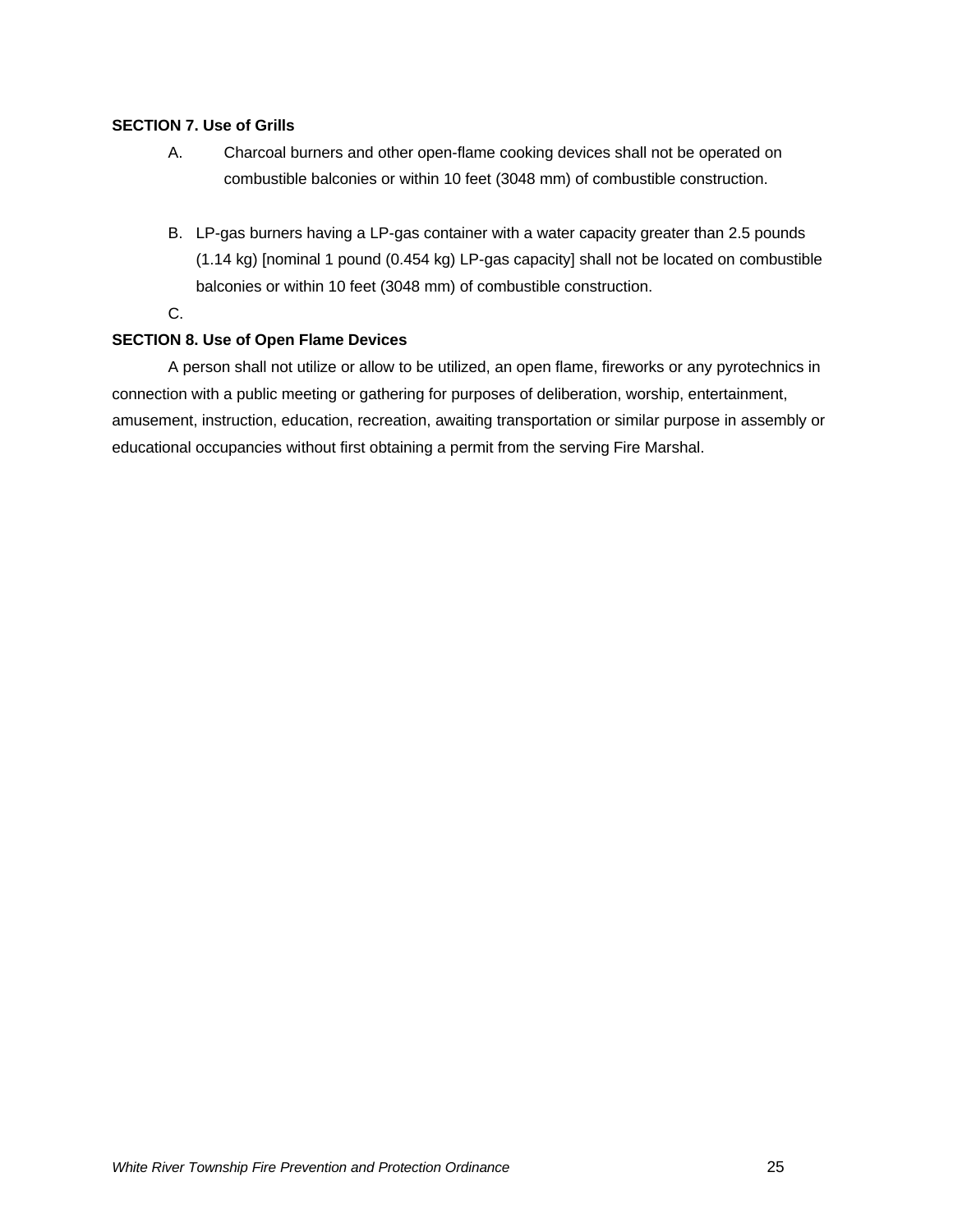**SECTION 7. Use of Grills**

A. Charcoal burners and other open-flame cooking devices shall not be operated on combustible balconies or within 10 feet (3048 mm) of combustible construction.

B. LP-gas burners having a LP-gas container with a water capacity greater than 2.5 pounds (1.14 kg) [nominal 1 pound (0.454 kg) LP-gas capacity] shall not be located on combustible balconies or within 10 feet (3048 mm) of combustible construction.

C.

**SECTION 8. Use of Open Flame Devices**

A person shall not utilize or allow to be utilized, an open flame, fireworks or any pyrotechnics in connection with a public meeting or gathering for purposes of deliberation, worship, entertainment, amusement, instruction, education, recreation, awaiting transportation or similar purpose in assembly or educational occupancies without first obtaining a permit from the serving Fire Marshal.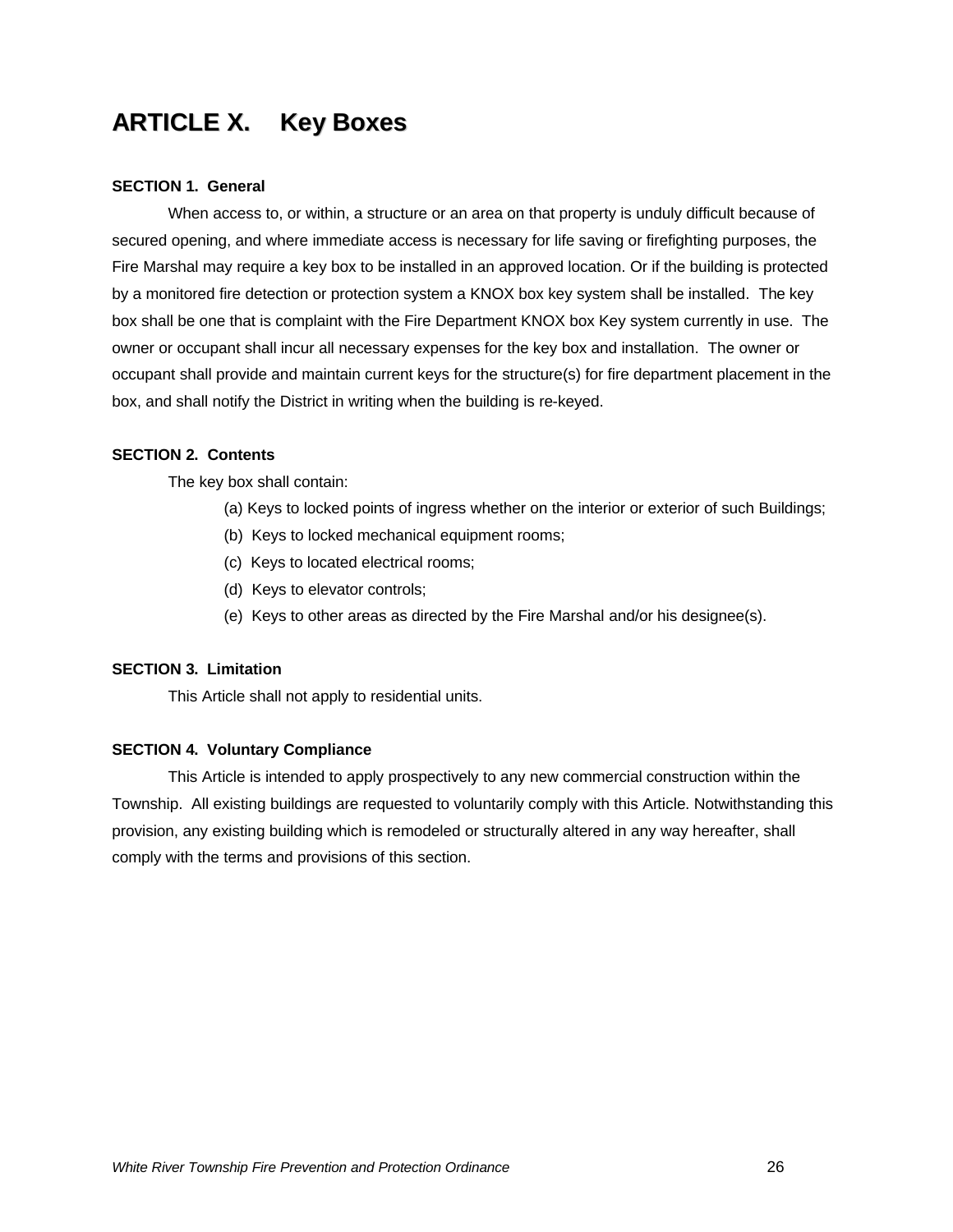# ARTICLE X. Key Boxes

**SECTION 1. General**

When access to, or within, a structure or an area on that property is unduly difficult because of secured opening, and where immediate access is necessary for life saving or firefighting purposes, the Fire Marshal may require a key box to be installed in an approved location. Or if the building is protected by a monitored fire detection or protection system a KNOX box key system shall be installed. The key box shall be one that is complaint with the Fire Department KNOX box Key system currently in use. The owner or occupant shall incur all necessary expenses for the key box and installation. The owner or occupant shall provide and maintain current keys for the structure(s) for fire department placement in the box, and shall notify the District in writing when the building is re-keyed.

**SECTION 2. Contents**

The key box shall contain:

(a) Keys to locked points of ingress whether on the interior or exterior of such Buildings;
(b) Keys to locked mechanical equipment rooms;
(c) Keys to located electrical rooms;
(d) Keys to elevator controls;
(e) Keys to other areas as directed by the Fire Marshal and/or his designee(s).

**SECTION 3. Limitation**

This Article shall not apply to residential units.

**SECTION 4. Voluntary Compliance**

This Article is intended to apply prospectively to any new commercial construction within the Township. All existing buildings are requested to voluntarily comply with this Article. Notwithstanding this provision, any existing building which is remodeled or structurally altered in any way hereafter, shall comply with the terms and provisions of this section.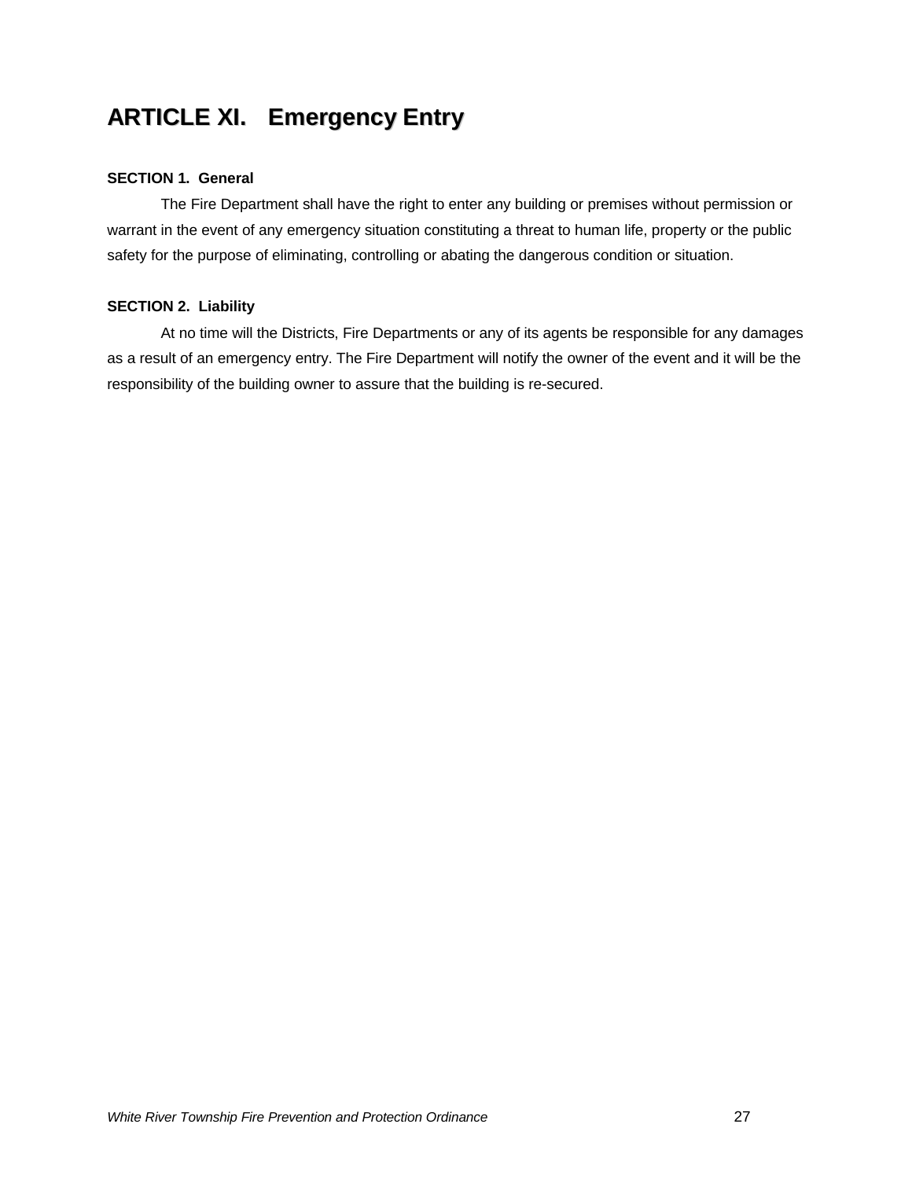# ARTICLE XI. Emergency Entry

**SECTION 1. General**

The Fire Department shall have the right to enter any building or premises without permission or warrant in the event of any emergency situation constituting a threat to human life, property or the public safety for the purpose of eliminating, controlling or abating the dangerous condition or situation.

**SECTION 2. Liability**

At no time will the Districts, Fire Departments or any of its agents be responsible for any damages as a result of an emergency entry. The Fire Department will notify the owner of the event and it will be the responsibility of the building owner to assure that the building is re-secured.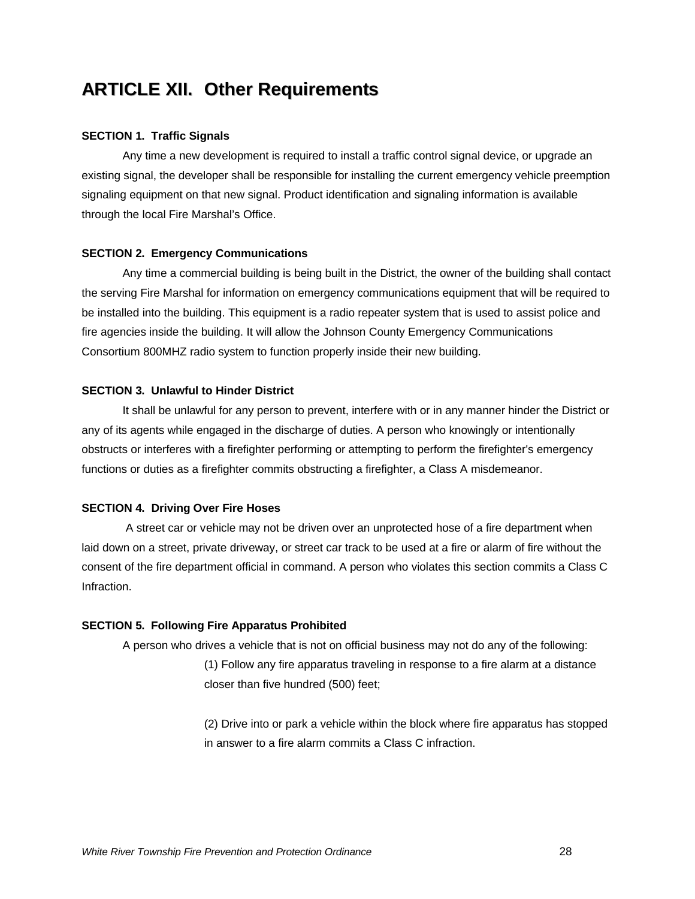# ARTICLE XII. Other Requirements

**SECTION 1. Traffic Signals**

Any time a new development is required to install a traffic control signal device, or upgrade an existing signal, the developer shall be responsible for installing the current emergency vehicle preemption signaling equipment on that new signal. Product identification and signaling information is available through the local Fire Marshal's Office.

**SECTION 2. Emergency Communications**

Any time a commercial building is being built in the District, the owner of the building shall contact the serving Fire Marshal for information on emergency communications equipment that will be required to be installed into the building. This equipment is a radio repeater system that is used to assist police and fire agencies inside the building. It will allow the Johnson County Emergency Communications Consortium 800MHZ radio system to function properly inside their new building.

**SECTION 3. Unlawful to Hinder District**

It shall be unlawful for any person to prevent, interfere with or in any manner hinder the District or any of its agents while engaged in the discharge of duties. A person who knowingly or intentionally obstructs or interferes with a firefighter performing or attempting to perform the firefighter's emergency functions or duties as a firefighter commits obstructing a firefighter, a Class A misdemeanor.

**SECTION 4. Driving Over Fire Hoses**

A street car or vehicle may not be driven over an unprotected hose of a fire department when laid down on a street, private driveway, or street car track to be used at a fire or alarm of fire without the consent of the fire department official in command. A person who violates this section commits a Class C Infraction.

**SECTION 5. Following Fire Apparatus Prohibited**

A person who drives a vehicle that is not on official business may not do any of the following:

(1) Follow any fire apparatus traveling in response to a fire alarm at a distance closer than five hundred (500) feet;

(2) Drive into or park a vehicle within the block where fire apparatus has stopped in answer to a fire alarm commits a Class C infraction.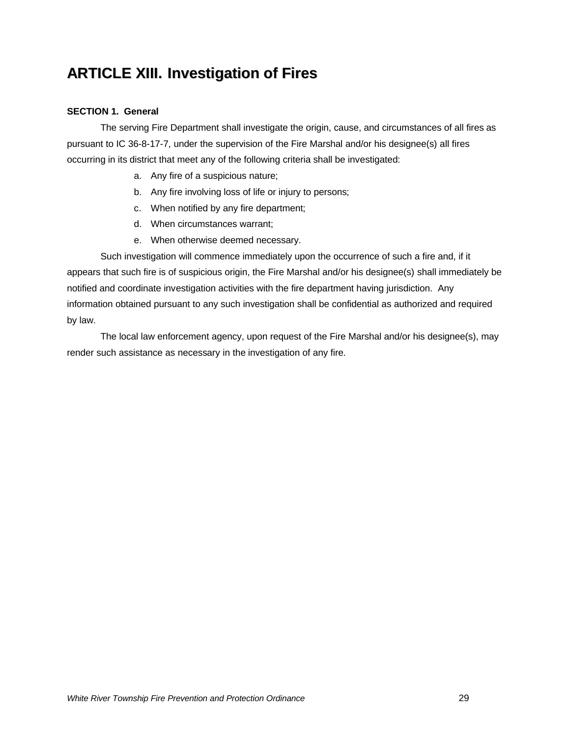# ARTICLE XIII. Investigation of Fires

**SECTION 1. General**

The serving Fire Department shall investigate the origin, cause, and circumstances of all fires as pursuant to IC 36-8-17-7, under the supervision of the Fire Marshal and/or his designee(s) all fires occurring in its district that meet any of the following criteria shall be investigated:

a. Any fire of a suspicious nature;
b. Any fire involving loss of life or injury to persons;
c. When notified by any fire department;
d. When circumstances warrant;
e. When otherwise deemed necessary.

Such investigation will commence immediately upon the occurrence of such a fire and, if it appears that such fire is of suspicious origin, the Fire Marshal and/or his designee(s) shall immediately be notified and coordinate investigation activities with the fire department having jurisdiction. Any information obtained pursuant to any such investigation shall be confidential as authorized and required by law.

The local law enforcement agency, upon request of the Fire Marshal and/or his designee(s), may render such assistance as necessary in the investigation of any fire.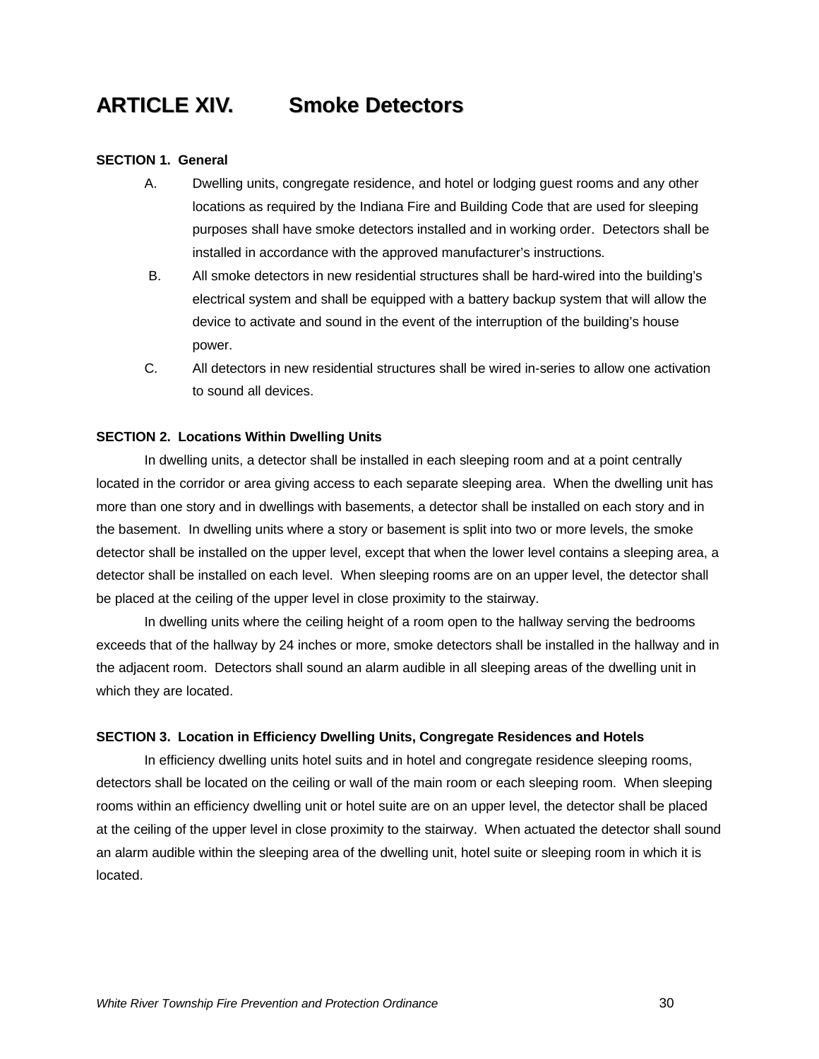# ARTICLE XIV. Smoke Detectors

**SECTION 1. General**

A. Dwelling units, congregate residence, and hotel or lodging guest rooms and any other locations as required by the Indiana Fire and Building Code that are used for sleeping purposes shall have smoke detectors installed and in working order. Detectors shall be installed in accordance with the approved manufacturer's instructions.

B. All smoke detectors in new residential structures shall be hard-wired into the building's electrical system and shall be equipped with a battery backup system that will allow the device to activate and sound in the event of the interruption of the building's house power.

C. All detectors in new residential structures shall be wired in-series to allow one activation to sound all devices.

**SECTION 2. Locations Within Dwelling Units**

In dwelling units, a detector shall be installed in each sleeping room and at a point centrally located in the corridor or area giving access to each separate sleeping area. When the dwelling unit has more than one story and in dwellings with basements, a detector shall be installed on each story and in the basement. In dwelling units where a story or basement is split into two or more levels, the smoke detector shall be installed on the upper level, except that when the lower level contains a sleeping area, a detector shall be installed on each level. When sleeping rooms are on an upper level, the detector shall be placed at the ceiling of the upper level in close proximity to the stairway.

In dwelling units where the ceiling height of a room open to the hallway serving the bedrooms exceeds that of the hallway by 24 inches or more, smoke detectors shall be installed in the hallway and in the adjacent room. Detectors shall sound an alarm audible in all sleeping areas of the dwelling unit in which they are located.

**SECTION 3. Location in Efficiency Dwelling Units, Congregate Residences and Hotels**

In efficiency dwelling units hotel suits and in hotel and congregate residence sleeping rooms, detectors shall be located on the ceiling or wall of the main room or each sleeping room. When sleeping rooms within an efficiency dwelling unit or hotel suite are on an upper level, the detector shall be placed at the ceiling of the upper level in close proximity to the stairway. When actuated the detector shall sound an alarm audible within the sleeping area of the dwelling unit, hotel suite or sleeping room in which it is located.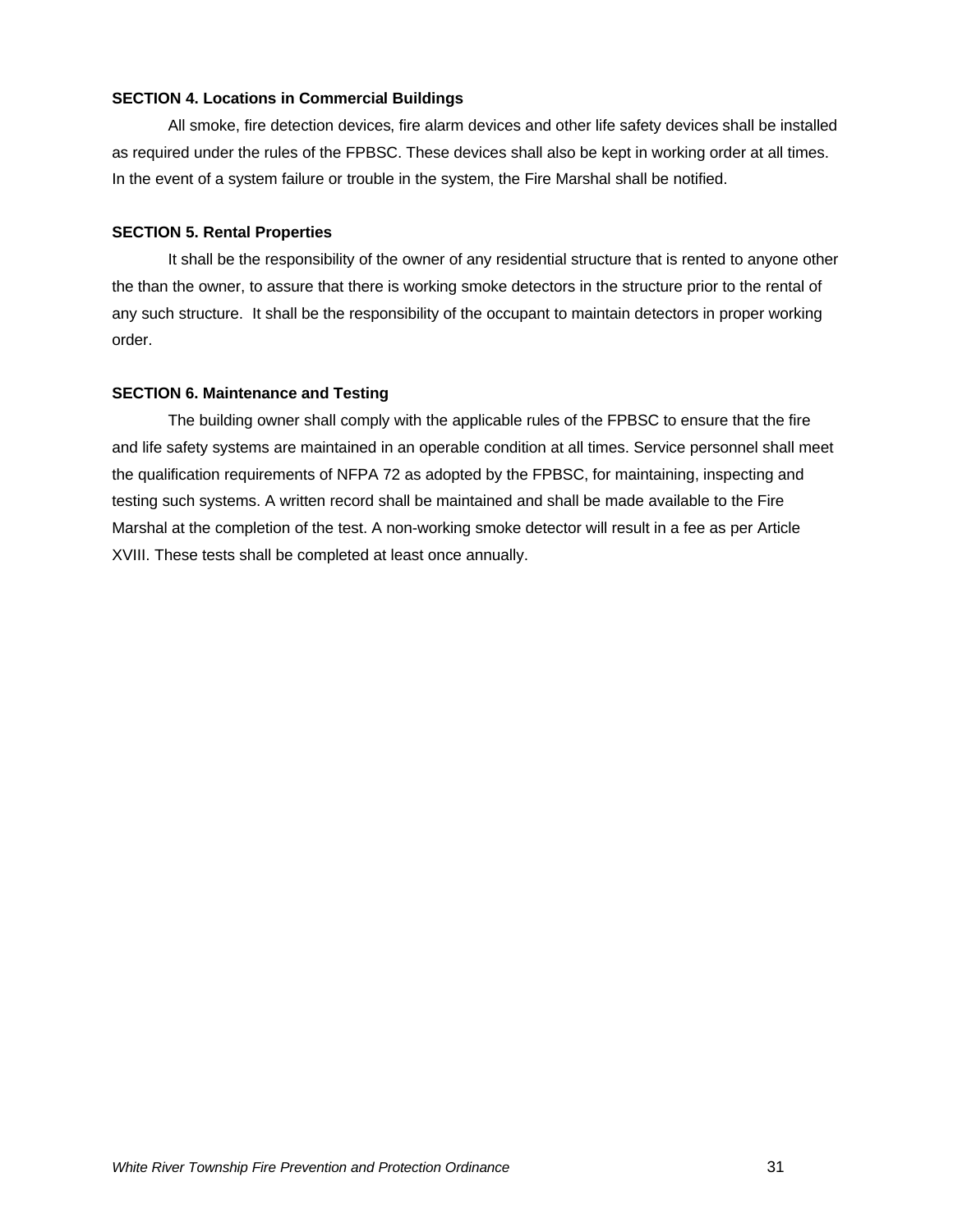**SECTION 4. Locations in Commercial Buildings**

All smoke, fire detection devices, fire alarm devices and other life safety devices shall be installed as required under the rules of the FPBSC. These devices shall also be kept in working order at all times. In the event of a system failure or trouble in the system, the Fire Marshal shall be notified.

**SECTION 5. Rental Properties**

It shall be the responsibility of the owner of any residential structure that is rented to anyone other the than the owner, to assure that there is working smoke detectors in the structure prior to the rental of any such structure. It shall be the responsibility of the occupant to maintain detectors in proper working order.

**SECTION 6. Maintenance and Testing**

The building owner shall comply with the applicable rules of the FPBSC to ensure that the fire and life safety systems are maintained in an operable condition at all times. Service personnel shall meet the qualification requirements of NFPA 72 as adopted by the FPBSC, for maintaining, inspecting and testing such systems. A written record shall be maintained and shall be made available to the Fire Marshal at the completion of the test. A non-working smoke detector will result in a fee as per Article XVIII. These tests shall be completed at least once annually.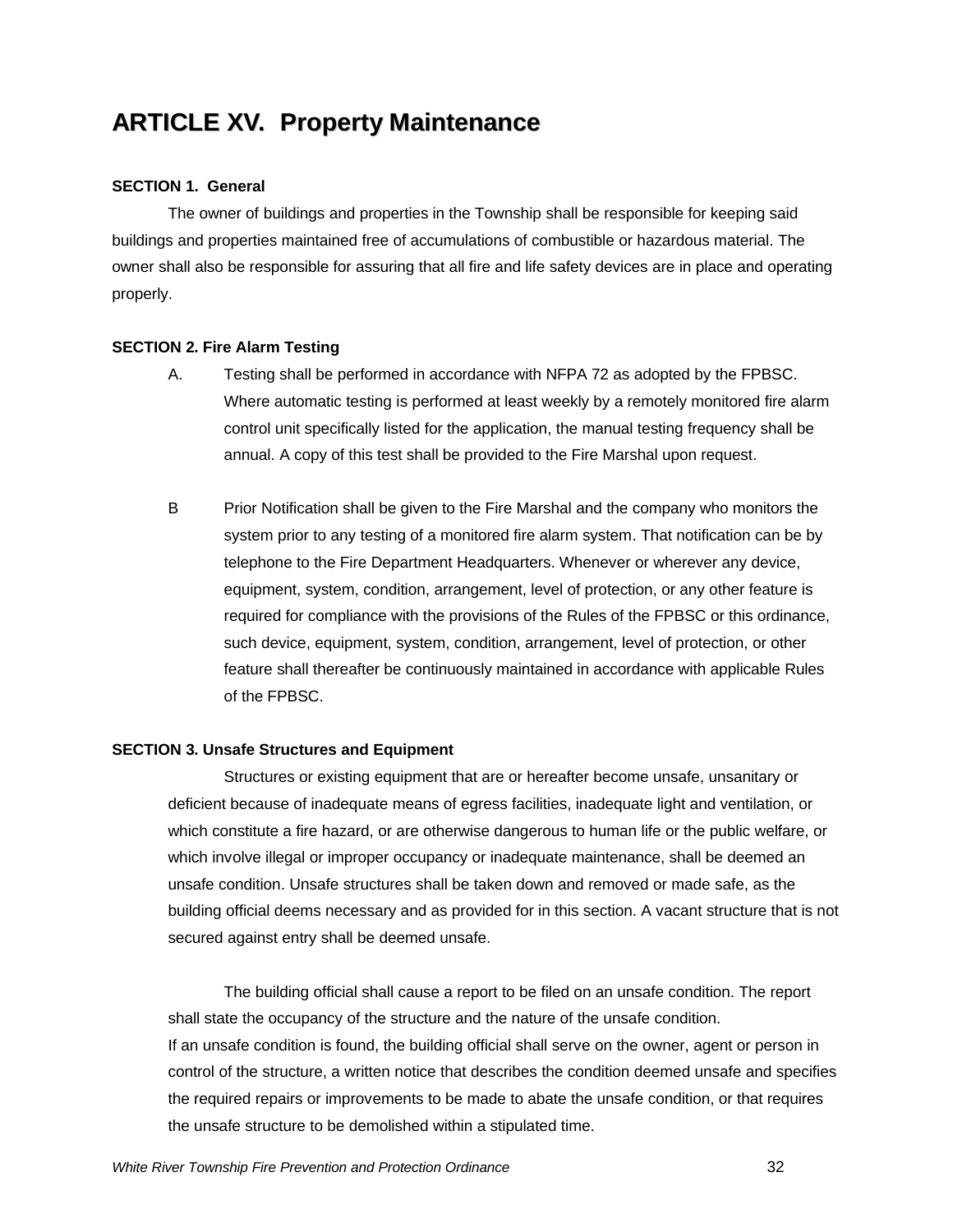# ARTICLE XV.  Property Maintenance

**SECTION 1.  General**

The owner of buildings and properties in the Township shall be responsible for keeping said buildings and properties maintained free of accumulations of combustible or hazardous material. The owner shall also be responsible for assuring that all fire and life safety devices are in place and operating properly.

**SECTION 2. Fire Alarm Testing**

A. Testing shall be performed in accordance with NFPA 72 as adopted by the FPBSC. Where automatic testing is performed at least weekly by a remotely monitored fire alarm control unit specifically listed for the application, the manual testing frequency shall be annual. A copy of this test shall be provided to the Fire Marshal upon request.

B Prior Notification shall be given to the Fire Marshal and the company who monitors the system prior to any testing of a monitored fire alarm system. That notification can be by telephone to the Fire Department Headquarters. Whenever or wherever any device, equipment, system, condition, arrangement, level of protection, or any other feature is required for compliance with the provisions of the Rules of the FPBSC or this ordinance, such device, equipment, system, condition, arrangement, level of protection, or other feature shall thereafter be continuously maintained in accordance with applicable Rules of the FPBSC.

**SECTION 3. Unsafe Structures and Equipment**

Structures or existing equipment that are or hereafter become unsafe, unsanitary or deficient because of inadequate means of egress facilities, inadequate light and ventilation, or which constitute a fire hazard, or are otherwise dangerous to human life or the public welfare, or which involve illegal or improper occupancy or inadequate maintenance, shall be deemed an unsafe condition. Unsafe structures shall be taken down and removed or made safe, as the building official deems necessary and as provided for in this section. A vacant structure that is not secured against entry shall be deemed unsafe.

The building official shall cause a report to be filed on an unsafe condition. The report shall state the occupancy of the structure and the nature of the unsafe condition.
If an unsafe condition is found, the building official shall serve on the owner, agent or person in control of the structure, a written notice that describes the condition deemed unsafe and specifies the required repairs or improvements to be made to abate the unsafe condition, or that requires the unsafe structure to be demolished within a stipulated time.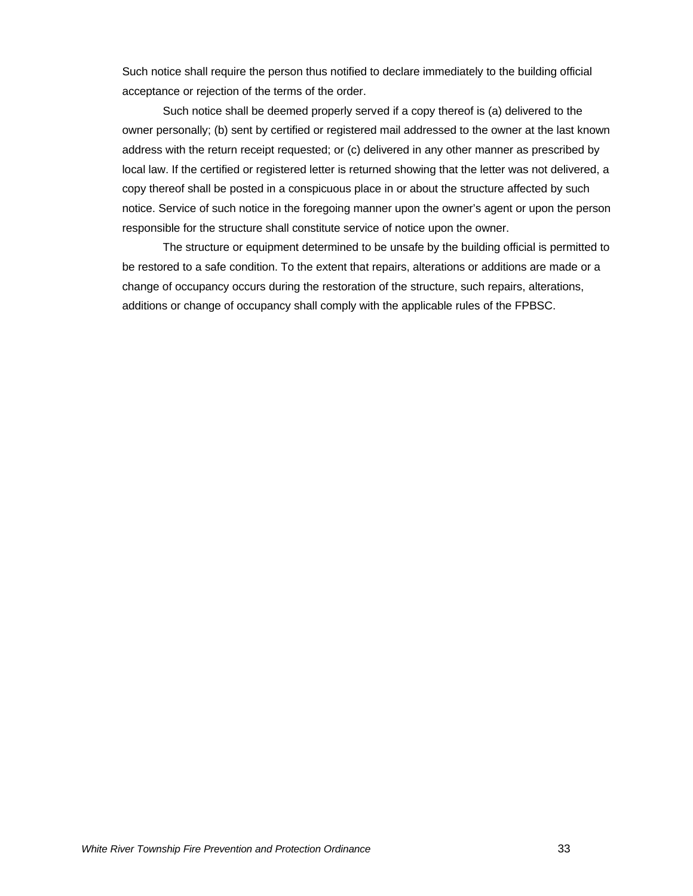Such notice shall require the person thus notified to declare immediately to the building official acceptance or rejection of the terms of the order.

Such notice shall be deemed properly served if a copy thereof is (a) delivered to the owner personally; (b) sent by certified or registered mail addressed to the owner at the last known address with the return receipt requested; or (c) delivered in any other manner as prescribed by local law. If the certified or registered letter is returned showing that the letter was not delivered, a copy thereof shall be posted in a conspicuous place in or about the structure affected by such notice. Service of such notice in the foregoing manner upon the owner's agent or upon the person responsible for the structure shall constitute service of notice upon the owner.

The structure or equipment determined to be unsafe by the building official is permitted to be restored to a safe condition. To the extent that repairs, alterations or additions are made or a change of occupancy occurs during the restoration of the structure, such repairs, alterations, additions or change of occupancy shall comply with the applicable rules of the FPBSC.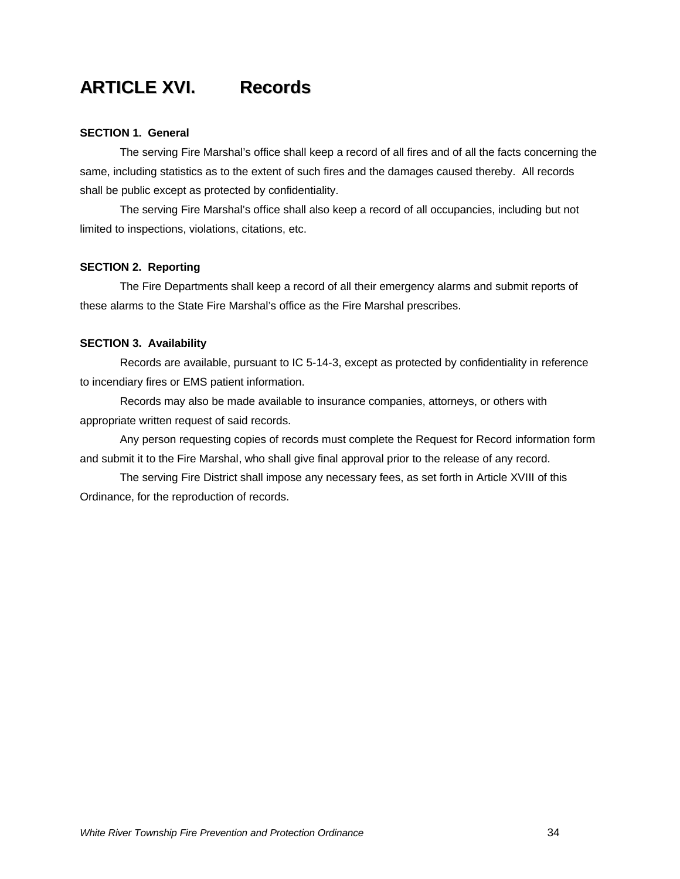# ARTICLE XVI. Records

**SECTION 1. General**

The serving Fire Marshal's office shall keep a record of all fires and of all the facts concerning the same, including statistics as to the extent of such fires and the damages caused thereby. All records shall be public except as protected by confidentiality.

The serving Fire Marshal's office shall also keep a record of all occupancies, including but not limited to inspections, violations, citations, etc.

**SECTION 2. Reporting**

The Fire Departments shall keep a record of all their emergency alarms and submit reports of these alarms to the State Fire Marshal's office as the Fire Marshal prescribes.

**SECTION 3. Availability**

Records are available, pursuant to IC 5-14-3, except as protected by confidentiality in reference to incendiary fires or EMS patient information.

Records may also be made available to insurance companies, attorneys, or others with appropriate written request of said records.

Any person requesting copies of records must complete the Request for Record information form and submit it to the Fire Marshal, who shall give final approval prior to the release of any record.

The serving Fire District shall impose any necessary fees, as set forth in Article XVIII of this Ordinance, for the reproduction of records.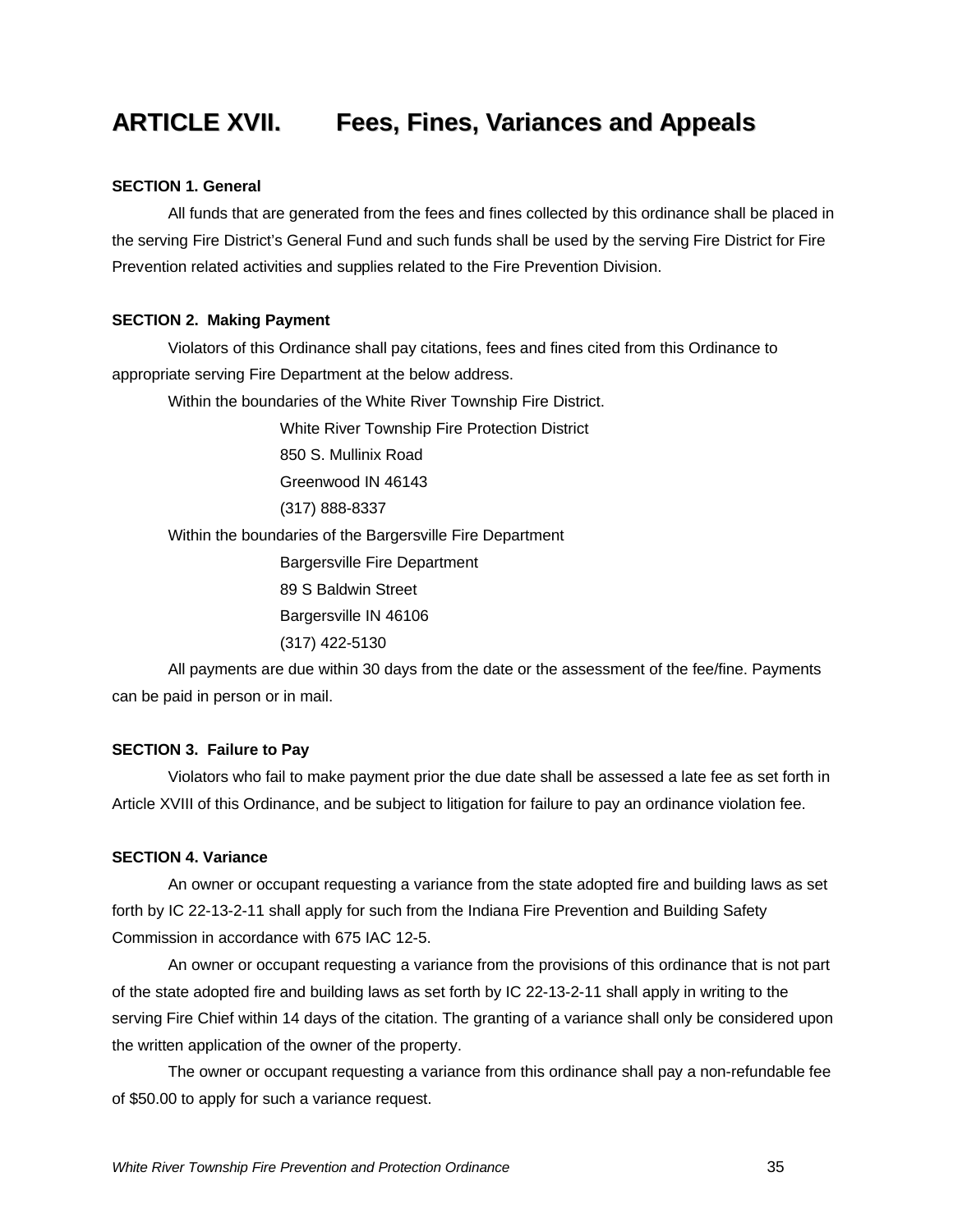# ARTICLE XVII. Fees, Fines, Variances and Appeals

**SECTION 1. General**

All funds that are generated from the fees and fines collected by this ordinance shall be placed in the serving Fire District's General Fund and such funds shall be used by the serving Fire District for Fire Prevention related activities and supplies related to the Fire Prevention Division.

**SECTION 2. Making Payment**

Violators of this Ordinance shall pay citations, fees and fines cited from this Ordinance to appropriate serving Fire Department at the below address.

Within the boundaries of the White River Township Fire District.

White River Township Fire Protection District
850 S. Mullinix Road
Greenwood IN 46143
(317) 888-8337

Within the boundaries of the Bargersville Fire Department

Bargersville Fire Department
89 S Baldwin Street
Bargersville IN 46106
(317) 422-5130

All payments are due within 30 days from the date or the assessment of the fee/fine. Payments can be paid in person or in mail.

**SECTION 3. Failure to Pay**

Violators who fail to make payment prior the due date shall be assessed a late fee as set forth in Article XVIII of this Ordinance, and be subject to litigation for failure to pay an ordinance violation fee.

**SECTION 4. Variance**

An owner or occupant requesting a variance from the state adopted fire and building laws as set forth by IC 22-13-2-11 shall apply for such from the Indiana Fire Prevention and Building Safety Commission in accordance with 675 IAC 12-5.

An owner or occupant requesting a variance from the provisions of this ordinance that is not part of the state adopted fire and building laws as set forth by IC 22-13-2-11 shall apply in writing to the serving Fire Chief within 14 days of the citation. The granting of a variance shall only be considered upon the written application of the owner of the property.

The owner or occupant requesting a variance from this ordinance shall pay a non-refundable fee of $50.00 to apply for such a variance request.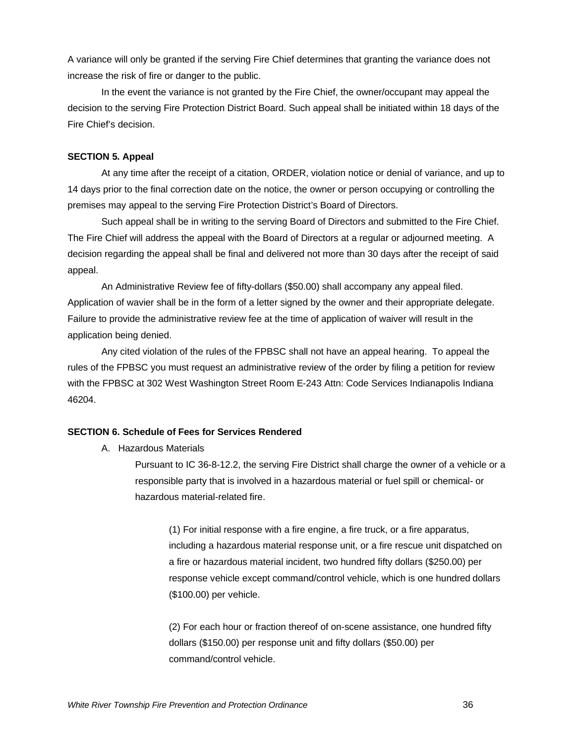A variance will only be granted if the serving Fire Chief determines that granting the variance does not increase the risk of fire or danger to the public.

In the event the variance is not granted by the Fire Chief, the owner/occupant may appeal the decision to the serving Fire Protection District Board. Such appeal shall be initiated within 18 days of the Fire Chief's decision.

**SECTION 5. Appeal**

At any time after the receipt of a citation, ORDER, violation notice or denial of variance, and up to 14 days prior to the final correction date on the notice, the owner or person occupying or controlling the premises may appeal to the serving Fire Protection District's Board of Directors.

Such appeal shall be in writing to the serving Board of Directors and submitted to the Fire Chief. The Fire Chief will address the appeal with the Board of Directors at a regular or adjourned meeting. A decision regarding the appeal shall be final and delivered not more than 30 days after the receipt of said appeal.

An Administrative Review fee of fifty-dollars ($50.00) shall accompany any appeal filed. Application of wavier shall be in the form of a letter signed by the owner and their appropriate delegate. Failure to provide the administrative review fee at the time of application of waiver will result in the application being denied.

Any cited violation of the rules of the FPBSC shall not have an appeal hearing. To appeal the rules of the FPBSC you must request an administrative review of the order by filing a petition for review with the FPBSC at 302 West Washington Street Room E-243 Attn: Code Services Indianapolis Indiana 46204.

**SECTION 6. Schedule of Fees for Services Rendered**

A. Hazardous Materials

Pursuant to IC 36-8-12.2, the serving Fire District shall charge the owner of a vehicle or a responsible party that is involved in a hazardous material or fuel spill or chemical- or hazardous material-related fire.

(1) For initial response with a fire engine, a fire truck, or a fire apparatus, including a hazardous material response unit, or a fire rescue unit dispatched on a fire or hazardous material incident, two hundred fifty dollars ($250.00) per response vehicle except command/control vehicle, which is one hundred dollars ($100.00) per vehicle.

(2) For each hour or fraction thereof of on-scene assistance, one hundred fifty dollars ($150.00) per response unit and fifty dollars ($50.00) per command/control vehicle.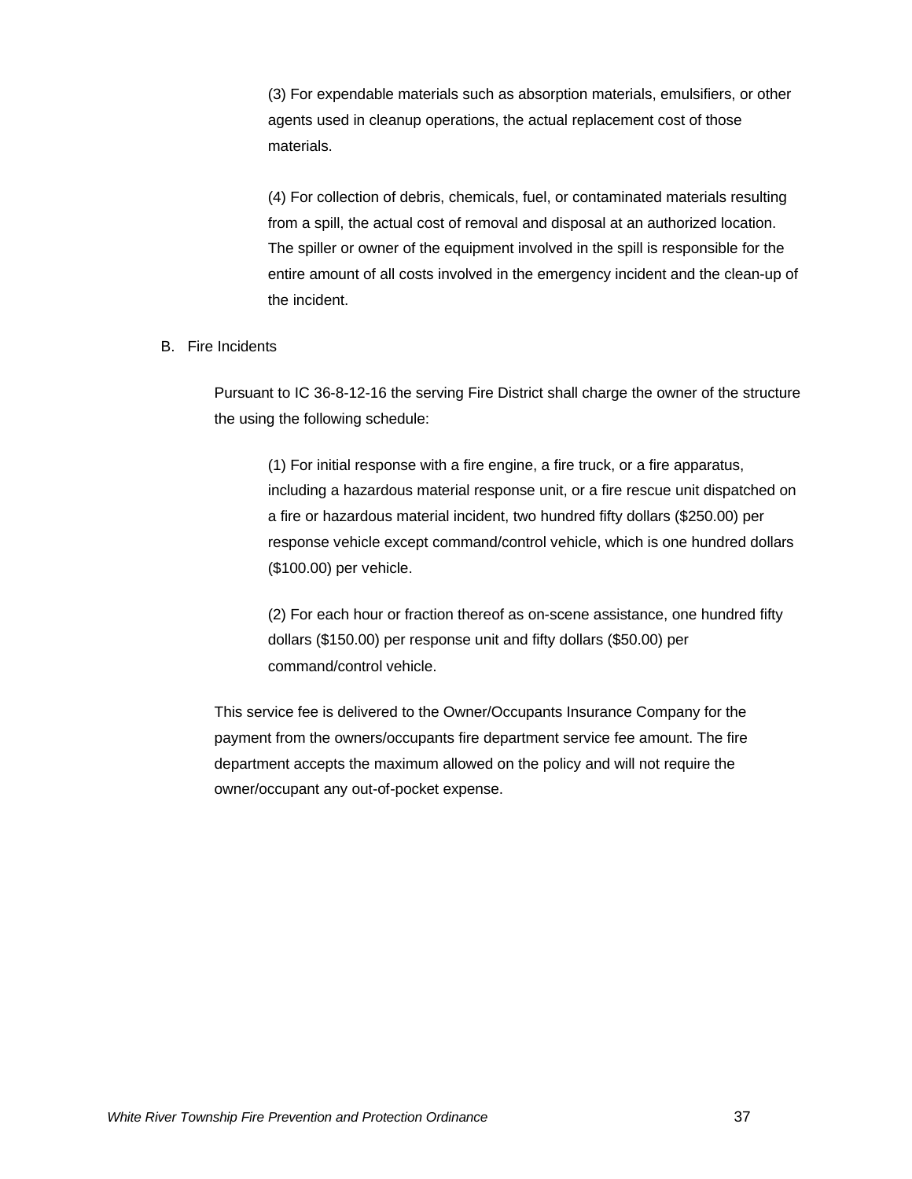(3) For expendable materials such as absorption materials, emulsifiers, or other agents used in cleanup operations, the actual replacement cost of those materials.

(4) For collection of debris, chemicals, fuel, or contaminated materials resulting from a spill, the actual cost of removal and disposal at an authorized location. The spiller or owner of the equipment involved in the spill is responsible for the entire amount of all costs involved in the emergency incident and the clean-up of the incident.

B. Fire Incidents

Pursuant to IC 36-8-12-16 the serving Fire District shall charge the owner of the structure the using the following schedule:

(1) For initial response with a fire engine, a fire truck, or a fire apparatus, including a hazardous material response unit, or a fire rescue unit dispatched on a fire or hazardous material incident, two hundred fifty dollars ($250.00) per response vehicle except command/control vehicle, which is one hundred dollars ($100.00) per vehicle.

(2) For each hour or fraction thereof as on-scene assistance, one hundred fifty dollars ($150.00) per response unit and fifty dollars ($50.00) per command/control vehicle.

This service fee is delivered to the Owner/Occupants Insurance Company for the payment from the owners/occupants fire department service fee amount. The fire department accepts the maximum allowed on the policy and will not require the owner/occupant any out-of-pocket expense.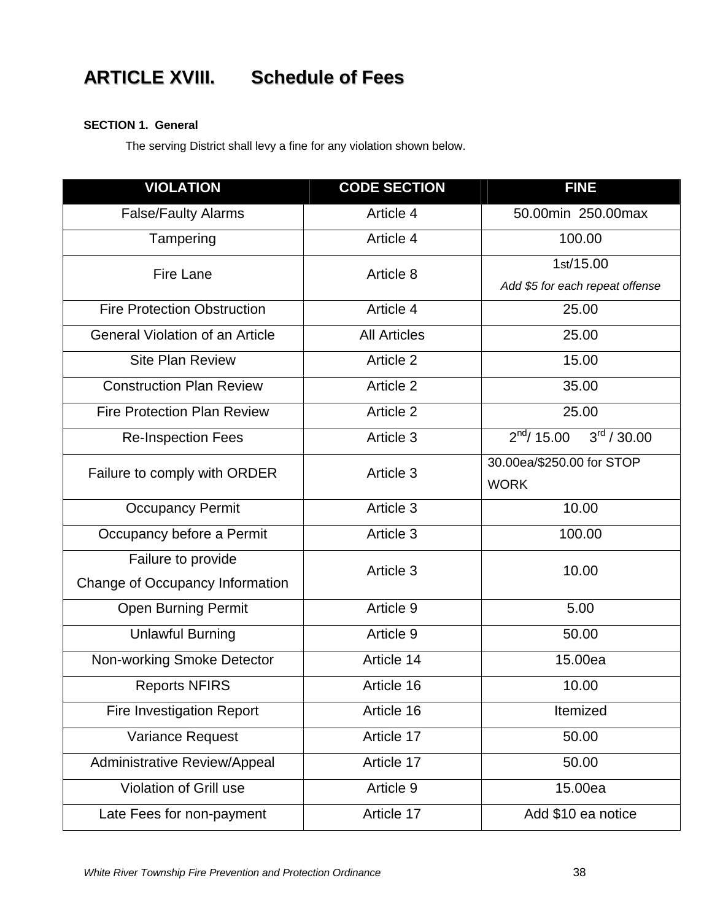# ARTICLE XVIII. Schedule of Fees

**SECTION 1. General**

The serving District shall levy a fine for any violation shown below.

| VIOLATION | CODE SECTION | FINE |
|---|---|---|
| False/Faulty Alarms | Article 4 | 50.00min 250.00max |
| Tampering | Article 4 | 100.00 |
| Fire Lane | Article 8 | 1st/15.00 *Add $5 for each repeat offense* |
| Fire Protection Obstruction | Article 4 | 25.00 |
| General Violation of an Article | All Articles | 25.00 |
| Site Plan Review | Article 2 | 15.00 |
| Construction Plan Review | Article 2 | 35.00 |
| Fire Protection Plan Review | Article 2 | 25.00 |
| Re-Inspection Fees | Article 3 | 2nd/ 15.00 3rd / 30.00 |
| Failure to comply with ORDER | Article 3 | 30.00ea/$250.00 for STOP WORK |
| Occupancy Permit | Article 3 | 10.00 |
| Occupancy before a Permit | Article 3 | 100.00 |
| Failure to provide Change of Occupancy Information | Article 3 | 10.00 |
| Open Burning Permit | Article 9 | 5.00 |
| Unlawful Burning | Article 9 | 50.00 |
| Non-working Smoke Detector | Article 14 | 15.00ea |
| Reports NFIRS | Article 16 | 10.00 |
| Fire Investigation Report | Article 16 | Itemized |
| Variance Request | Article 17 | 50.00 |
| Administrative Review/Appeal | Article 17 | 50.00 |
| Violation of Grill use | Article 9 | 15.00ea |
| Late Fees for non-payment | Article 17 | Add $10 ea notice |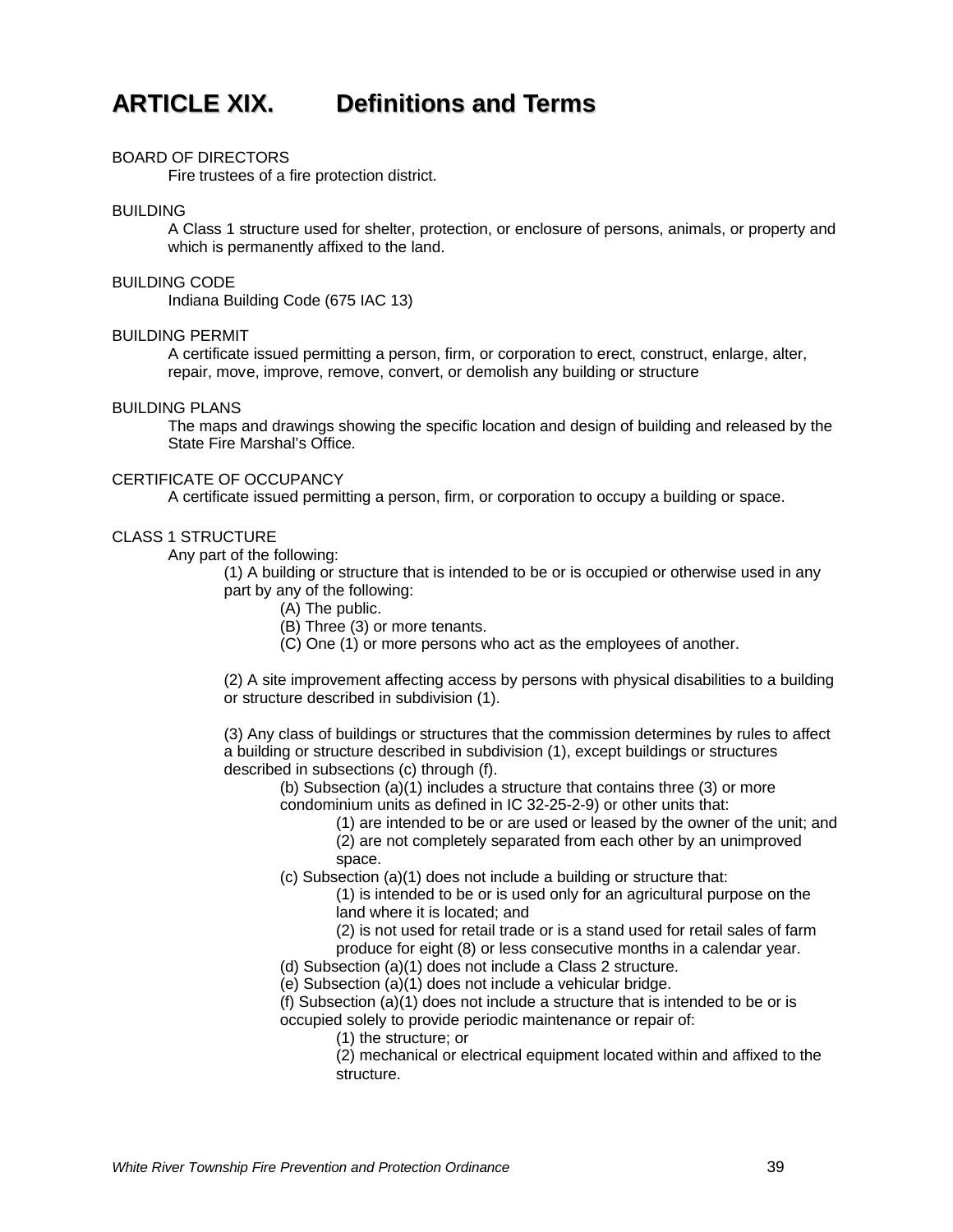# ARTICLE XIX. Definitions and Terms

BOARD OF DIRECTORS

Fire trustees of a fire protection district.

BUILDING

A Class 1 structure used for shelter, protection, or enclosure of persons, animals, or property and which is permanently affixed to the land.

BUILDING CODE

Indiana Building Code (675 IAC 13)

BUILDING PERMIT

A certificate issued permitting a person, firm, or corporation to erect, construct, enlarge, alter, repair, move, improve, remove, convert, or demolish any building or structure

BUILDING PLANS

The maps and drawings showing the specific location and design of building and released by the State Fire Marshal's Office.

CERTIFICATE OF OCCUPANCY

A certificate issued permitting a person, firm, or corporation to occupy a building or space.

CLASS 1 STRUCTURE

Any part of the following:

(1) A building or structure that is intended to be or is occupied or otherwise used in any part by any of the following:

(A) The public.
(B) Three (3) or more tenants.
(C) One (1) or more persons who act as the employees of another.

(2) A site improvement affecting access by persons with physical disabilities to a building or structure described in subdivision (1).

(3) Any class of buildings or structures that the commission determines by rules to affect a building or structure described in subdivision (1), except buildings or structures described in subsections (c) through (f).

(b) Subsection (a)(1) includes a structure that contains three (3) or more condominium units as defined in IC 32-25-2-9) or other units that:

(1) are intended to be or are used or leased by the owner of the unit; and
(2) are not completely separated from each other by an unimproved space.

(c) Subsection (a)(1) does not include a building or structure that:

(1) is intended to be or is used only for an agricultural purpose on the land where it is located; and
(2) is not used for retail trade or is a stand used for retail sales of farm produce for eight (8) or less consecutive months in a calendar year.

(d) Subsection (a)(1) does not include a Class 2 structure.
(e) Subsection (a)(1) does not include a vehicular bridge.
(f) Subsection (a)(1) does not include a structure that is intended to be or is occupied solely to provide periodic maintenance or repair of:

(1) the structure; or
(2) mechanical or electrical equipment located within and affixed to the structure.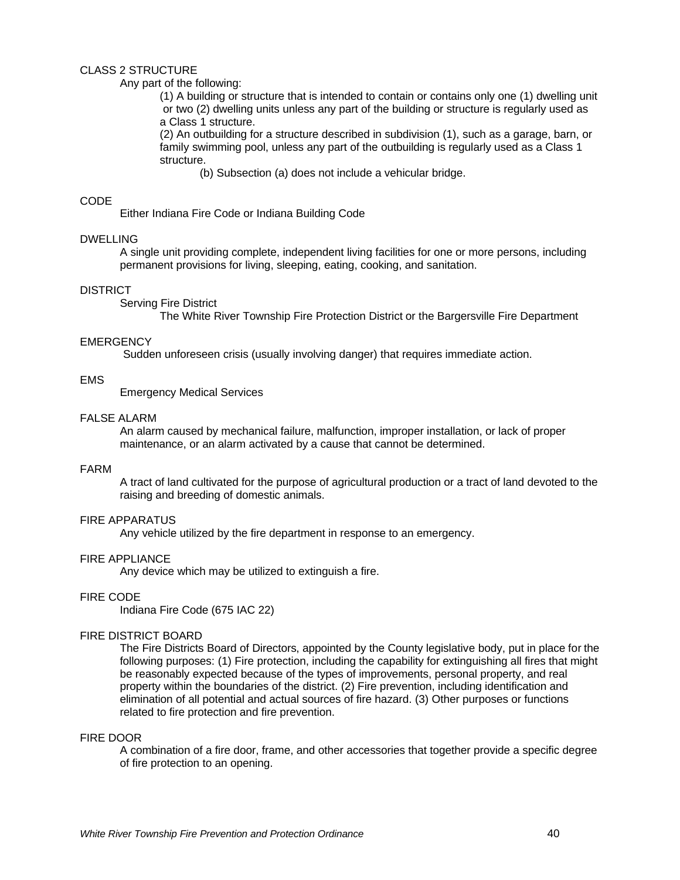CLASS 2 STRUCTURE

Any part of the following:

(1) A building or structure that is intended to contain or contains only one (1) dwelling unit or two (2) dwelling units unless any part of the building or structure is regularly used as a Class 1 structure.

(2) An outbuilding for a structure described in subdivision (1), such as a garage, barn, or family swimming pool, unless any part of the outbuilding is regularly used as a Class 1 structure.

(b) Subsection (a) does not include a vehicular bridge.

CODE

Either Indiana Fire Code or Indiana Building Code

DWELLING

A single unit providing complete, independent living facilities for one or more persons, including permanent provisions for living, sleeping, eating, cooking, and sanitation.

DISTRICT

Serving Fire District

The White River Township Fire Protection District or the Bargersville Fire Department

EMERGENCY

Sudden unforeseen crisis (usually involving danger) that requires immediate action.

EMS

Emergency Medical Services

FALSE ALARM

An alarm caused by mechanical failure, malfunction, improper installation, or lack of proper maintenance, or an alarm activated by a cause that cannot be determined.

FARM

A tract of land cultivated for the purpose of agricultural production or a tract of land devoted to the raising and breeding of domestic animals.

FIRE APPARATUS

Any vehicle utilized by the fire department in response to an emergency.

FIRE APPLIANCE

Any device which may be utilized to extinguish a fire.

FIRE CODE

Indiana Fire Code (675 IAC 22)

FIRE DISTRICT BOARD

The Fire Districts Board of Directors, appointed by the County legislative body, put in place for the following purposes: (1) Fire protection, including the capability for extinguishing all fires that might be reasonably expected because of the types of improvements, personal property, and real property within the boundaries of the district. (2) Fire prevention, including identification and elimination of all potential and actual sources of fire hazard. (3) Other purposes or functions related to fire protection and fire prevention.

FIRE DOOR

A combination of a fire door, frame, and other accessories that together provide a specific degree of fire protection to an opening.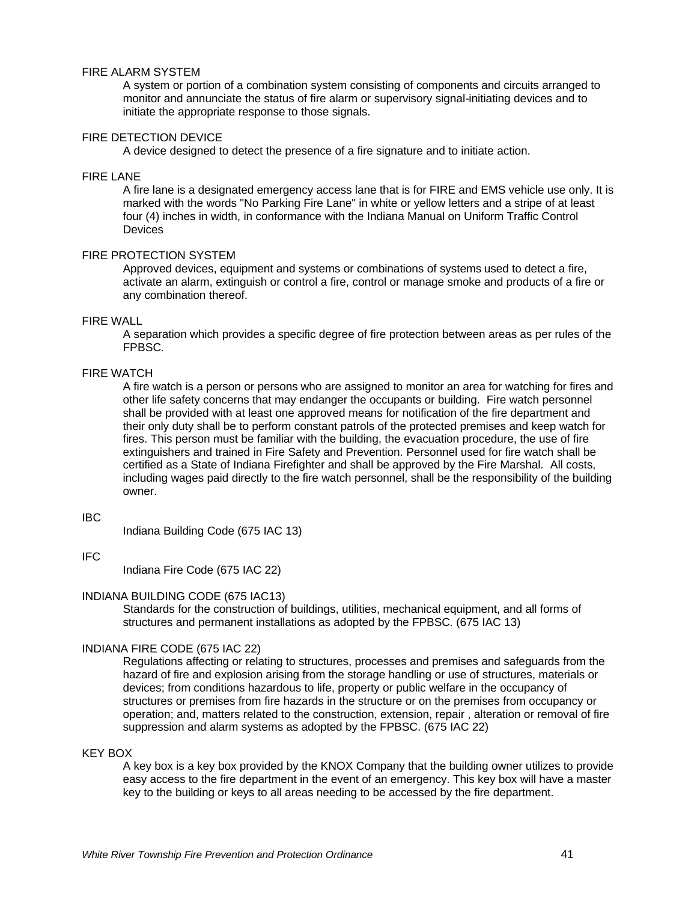FIRE ALARM SYSTEM

A system or portion of a combination system consisting of components and circuits arranged to monitor and annunciate the status of fire alarm or supervisory signal-initiating devices and to initiate the appropriate response to those signals.

FIRE DETECTION DEVICE

A device designed to detect the presence of a fire signature and to initiate action.

FIRE LANE

A fire lane is a designated emergency access lane that is for FIRE and EMS vehicle use only. It is marked with the words "No Parking Fire Lane" in white or yellow letters and a stripe of at least four (4) inches in width, in conformance with the Indiana Manual on Uniform Traffic Control Devices

FIRE PROTECTION SYSTEM

Approved devices, equipment and systems or combinations of systems used to detect a fire, activate an alarm, extinguish or control a fire, control or manage smoke and products of a fire or any combination thereof.

FIRE WALL

A separation which provides a specific degree of fire protection between areas as per rules of the FPBSC.

FIRE WATCH

A fire watch is a person or persons who are assigned to monitor an area for watching for fires and other life safety concerns that may endanger the occupants or building. Fire watch personnel shall be provided with at least one approved means for notification of the fire department and their only duty shall be to perform constant patrols of the protected premises and keep watch for fires. This person must be familiar with the building, the evacuation procedure, the use of fire extinguishers and trained in Fire Safety and Prevention. Personnel used for fire watch shall be certified as a State of Indiana Firefighter and shall be approved by the Fire Marshal. All costs, including wages paid directly to the fire watch personnel, shall be the responsibility of the building owner.

IBC

Indiana Building Code (675 IAC 13)

IFC

Indiana Fire Code (675 IAC 22)

INDIANA BUILDING CODE (675 IAC13)

Standards for the construction of buildings, utilities, mechanical equipment, and all forms of structures and permanent installations as adopted by the FPBSC. (675 IAC 13)

INDIANA FIRE CODE (675 IAC 22)

Regulations affecting or relating to structures, processes and premises and safeguards from the hazard of fire and explosion arising from the storage handling or use of structures, materials or devices; from conditions hazardous to life, property or public welfare in the occupancy of structures or premises from fire hazards in the structure or on the premises from occupancy or operation; and, matters related to the construction, extension, repair , alteration or removal of fire suppression and alarm systems as adopted by the FPBSC. (675 IAC 22)

KEY BOX

A key box is a key box provided by the KNOX Company that the building owner utilizes to provide easy access to the fire department in the event of an emergency. This key box will have a master key to the building or keys to all areas needing to be accessed by the fire department.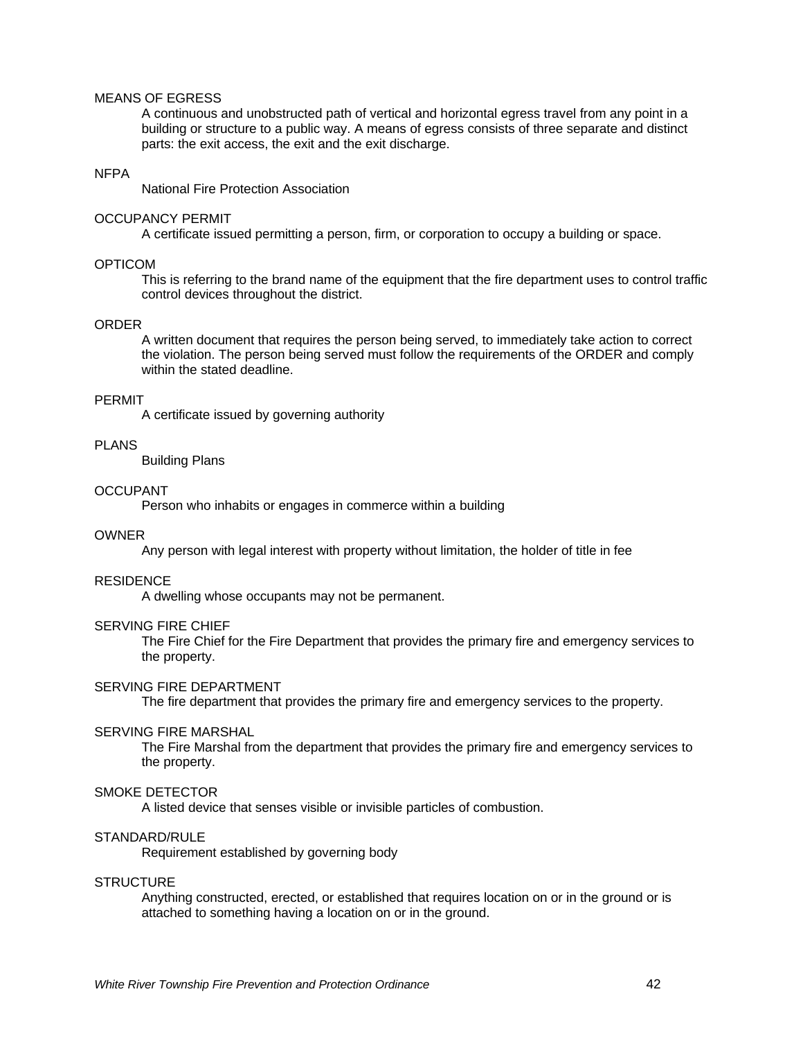MEANS OF EGRESS

A continuous and unobstructed path of vertical and horizontal egress travel from any point in a building or structure to a public way. A means of egress consists of three separate and distinct parts: the exit access, the exit and the exit discharge.

NFPA

National Fire Protection Association

OCCUPANCY PERMIT

A certificate issued permitting a person, firm, or corporation to occupy a building or space.

OPTICOM

This is referring to the brand name of the equipment that the fire department uses to control traffic control devices throughout the district.

ORDER

A written document that requires the person being served, to immediately take action to correct the violation. The person being served must follow the requirements of the ORDER and comply within the stated deadline.

PERMIT

A certificate issued by governing authority

PLANS

Building Plans

OCCUPANT

Person who inhabits or engages in commerce within a building

OWNER

Any person with legal interest with property without limitation, the holder of title in fee

RESIDENCE

A dwelling whose occupants may not be permanent.

SERVING FIRE CHIEF

The Fire Chief for the Fire Department that provides the primary fire and emergency services to the property.

SERVING FIRE DEPARTMENT

The fire department that provides the primary fire and emergency services to the property.

SERVING FIRE MARSHAL

The Fire Marshal from the department that provides the primary fire and emergency services to the property.

SMOKE DETECTOR

A listed device that senses visible or invisible particles of combustion.

STANDARD/RULE

Requirement established by governing body

STRUCTURE

Anything constructed, erected, or established that requires location on or in the ground or is attached to something having a location on or in the ground.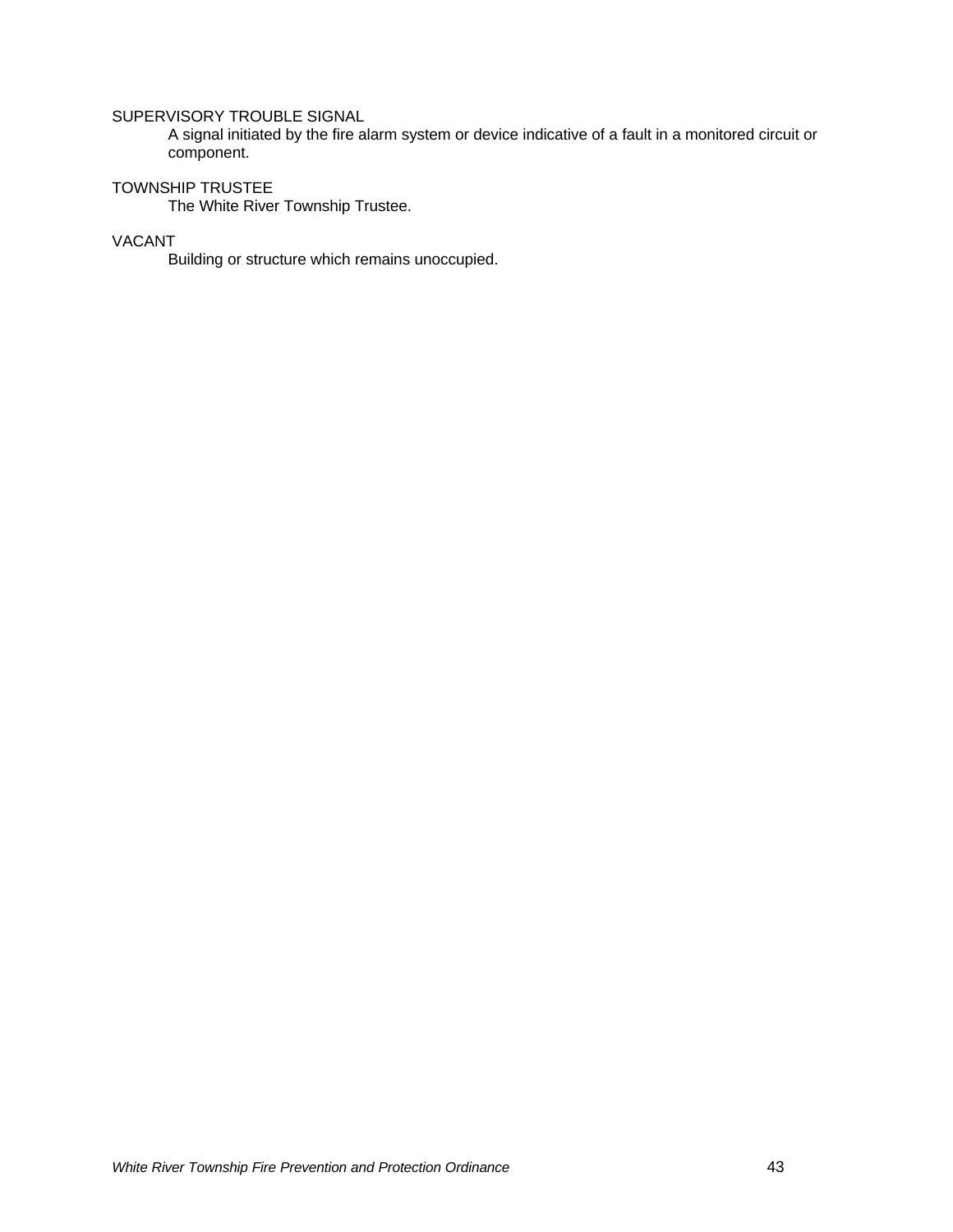SUPERVISORY TROUBLE SIGNAL

A signal initiated by the fire alarm system or device indicative of a fault in a monitored circuit or component.

TOWNSHIP TRUSTEE

The White River Township Trustee.

VACANT

Building or structure which remains unoccupied.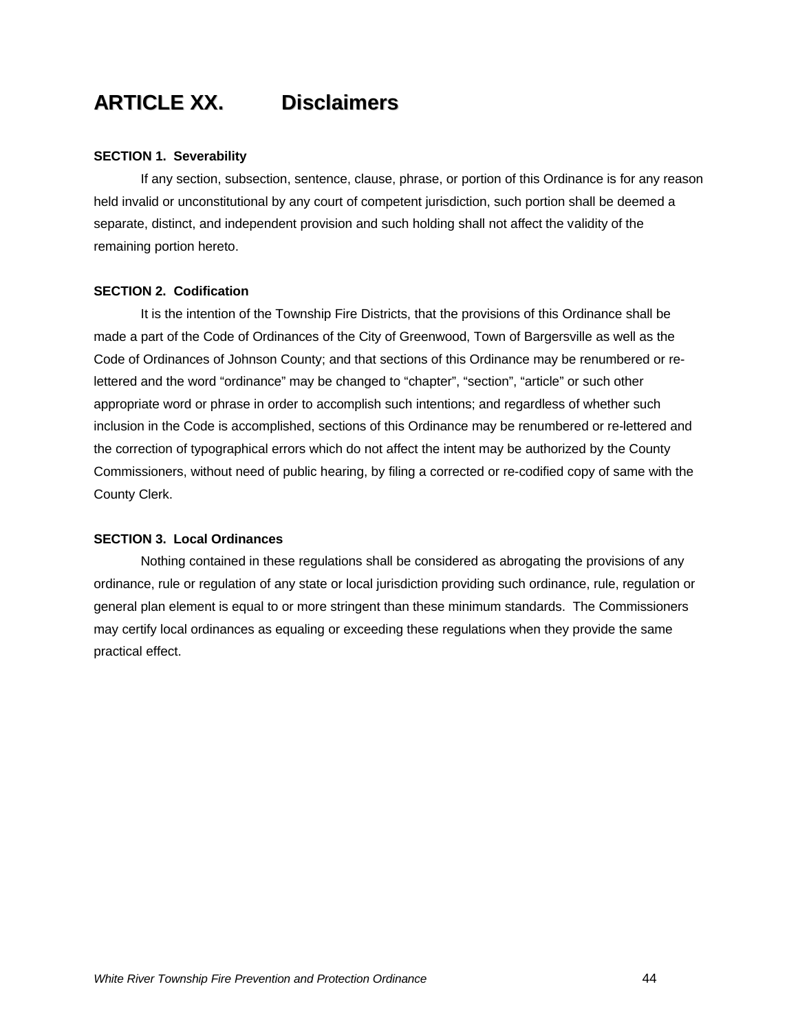# ARTICLE XX. Disclaimers

**SECTION 1. Severability**

If any section, subsection, sentence, clause, phrase, or portion of this Ordinance is for any reason held invalid or unconstitutional by any court of competent jurisdiction, such portion shall be deemed a separate, distinct, and independent provision and such holding shall not affect the validity of the remaining portion hereto.

**SECTION 2. Codification**

It is the intention of the Township Fire Districts, that the provisions of this Ordinance shall be made a part of the Code of Ordinances of the City of Greenwood, Town of Bargersville as well as the Code of Ordinances of Johnson County; and that sections of this Ordinance may be renumbered or re-lettered and the word "ordinance" may be changed to "chapter", "section", "article" or such other appropriate word or phrase in order to accomplish such intentions; and regardless of whether such inclusion in the Code is accomplished, sections of this Ordinance may be renumbered or re-lettered and the correction of typographical errors which do not affect the intent may be authorized by the County Commissioners, without need of public hearing, by filing a corrected or re-codified copy of same with the County Clerk.

**SECTION 3. Local Ordinances**

Nothing contained in these regulations shall be considered as abrogating the provisions of any ordinance, rule or regulation of any state or local jurisdiction providing such ordinance, rule, regulation or general plan element is equal to or more stringent than these minimum standards. The Commissioners may certify local ordinances as equaling or exceeding these regulations when they provide the same practical effect.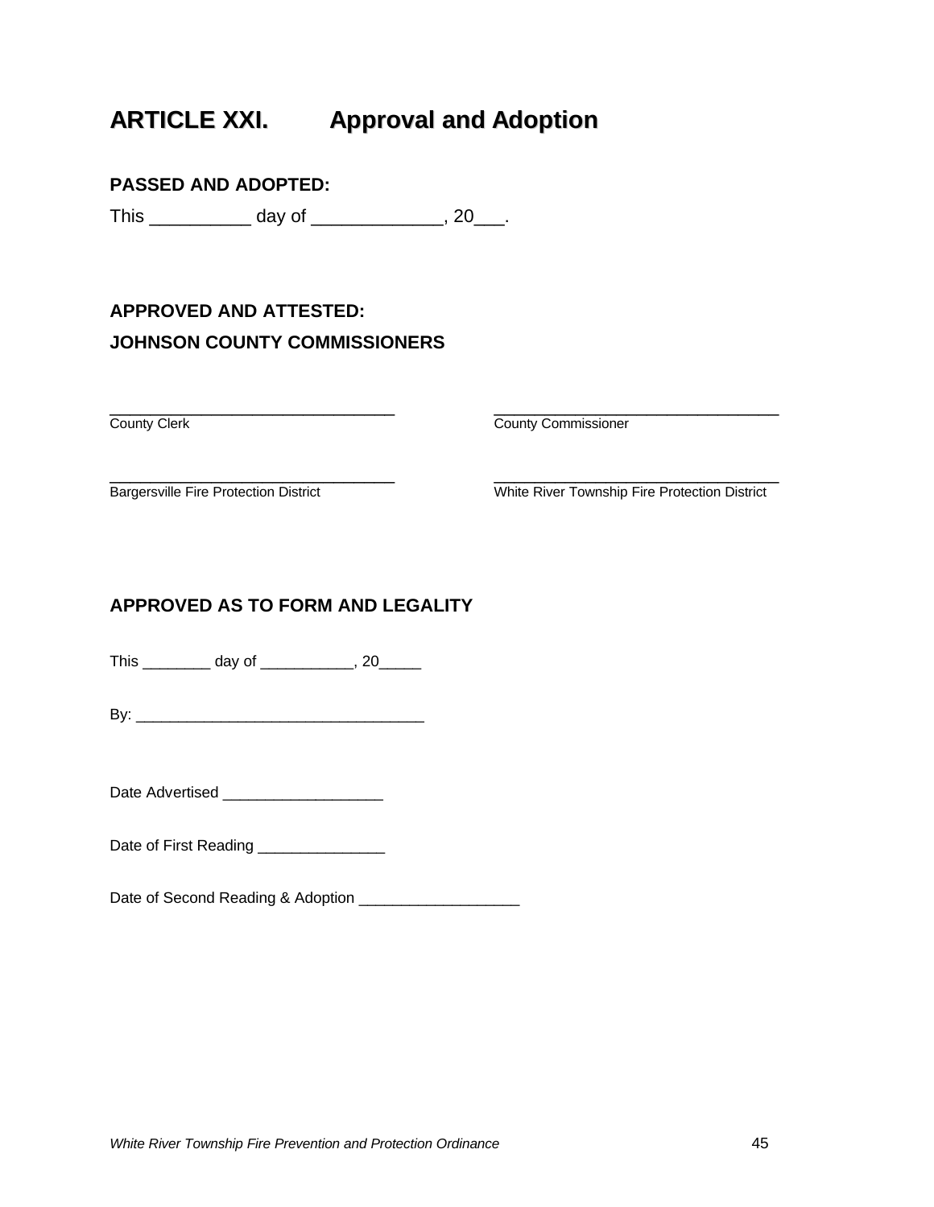# ARTICLE XXI. Approval and Adoption

**PASSED AND ADOPTED:**

This __________ day of _____________, 20___.

**APPROVED AND ATTESTED:**

**JOHNSON COUNTY COMMISSIONERS**

_________________________________
County Clerk

_________________________________
County Commissioner

_________________________________
Bargersville Fire Protection District

_________________________________
White River Township Fire Protection District

**APPROVED AS TO FORM AND LEGALITY**

This ________ day of ___________, 20_____

By: __________________________________

Date Advertised ___________________

Date of First Reading _______________

Date of Second Reading & Adoption ___________________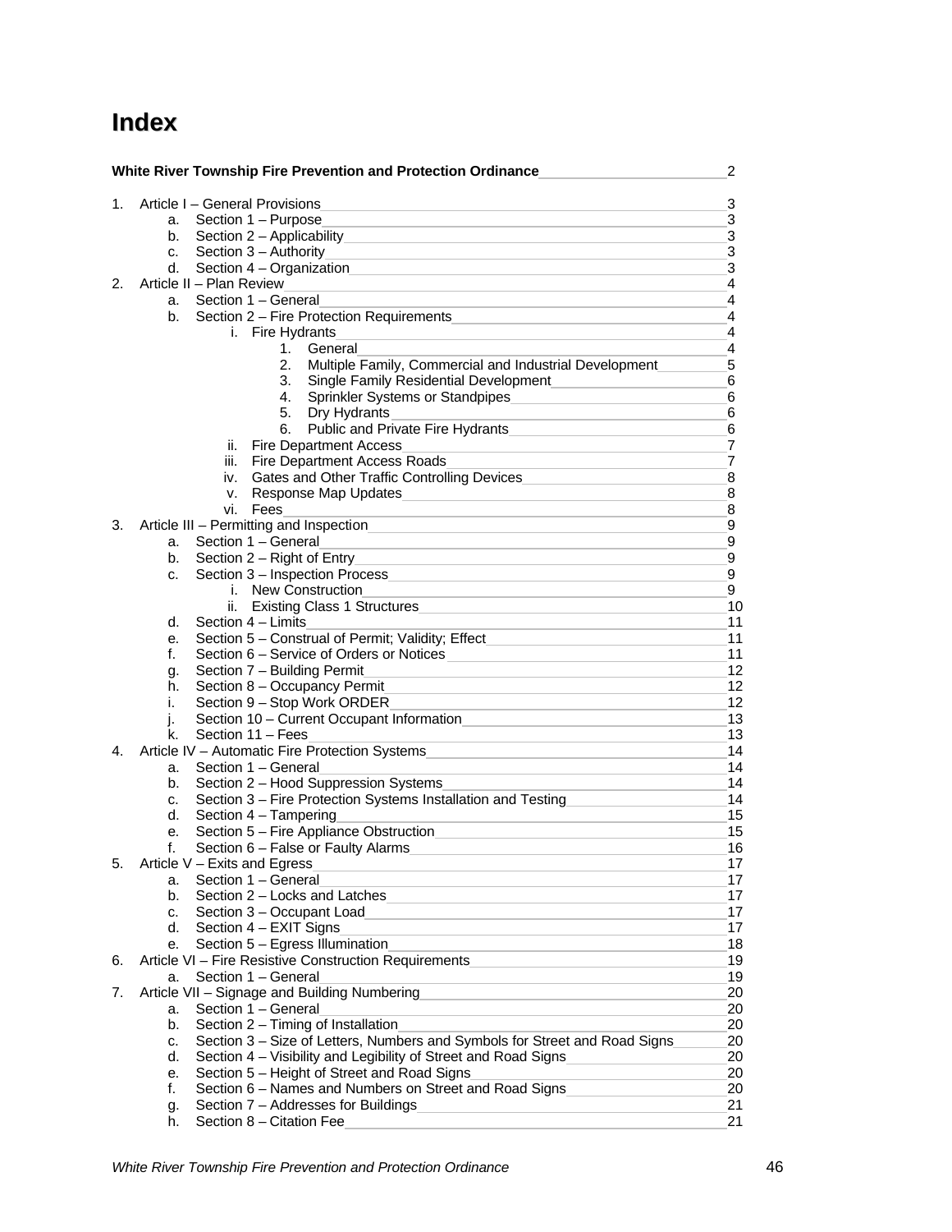# Index

**White River Township Fire Prevention and Protection Ordinance** 2

1. Article I – General Provisions 3
    a. Section 1 – Purpose 3
    b. Section 2 – Applicability 3
    c. Section 3 – Authority 3
    d. Section 4 – Organization 3
2. Article II – Plan Review 4
    a. Section 1 – General 4
    b. Section 2 – Fire Protection Requirements 4
        i. Fire Hydrants 4
            1. General 4
            2. Multiple Family, Commercial and Industrial Development 5
            3. Single Family Residential Development 6
            4. Sprinkler Systems or Standpipes 6
            5. Dry Hydrants 6
            6. Public and Private Fire Hydrants 6
        ii. Fire Department Access 7
        iii. Fire Department Access Roads 7
        iv. Gates and Other Traffic Controlling Devices 8
        v. Response Map Updates 8
        vi. Fees 8
3. Article III – Permitting and Inspection 9
    a. Section 1 – General 9
    b. Section 2 – Right of Entry 9
    c. Section 3 – Inspection Process 9
        i. New Construction 9
        ii. Existing Class 1 Structures 10
    d. Section 4 – Limits 11
    e. Section 5 – Construal of Permit; Validity; Effect 11
    f. Section 6 – Service of Orders or Notices 11
    g. Section 7 – Building Permit 12
    h. Section 8 – Occupancy Permit 12
    i. Section 9 – Stop Work ORDER 12
    j. Section 10 – Current Occupant Information 13
    k. Section 11 – Fees 13
4. Article IV – Automatic Fire Protection Systems 14
    a. Section 1 – General 14
    b. Section 2 – Hood Suppression Systems 14
    c. Section 3 – Fire Protection Systems Installation and Testing 14
    d. Section 4 – Tampering 15
    e. Section 5 – Fire Appliance Obstruction 15
    f. Section 6 – False or Faulty Alarms 16
5. Article V – Exits and Egress 17
    a. Section 1 – General 17
    b. Section 2 – Locks and Latches 17
    c. Section 3 – Occupant Load 17
    d. Section 4 – EXIT Signs 17
    e. Section 5 – Egress Illumination 18
6. Article VI – Fire Resistive Construction Requirements 19
    a. Section 1 – General 19
7. Article VII – Signage and Building Numbering 20
    a. Section 1 – General 20
    b. Section 2 – Timing of Installation 20
    c. Section 3 – Size of Letters, Numbers and Symbols for Street and Road Signs 20
    d. Section 4 – Visibility and Legibility of Street and Road Signs 20
    e. Section 5 – Height of Street and Road Signs 20
    f. Section 6 – Names and Numbers on Street and Road Signs 20
    g. Section 7 – Addresses for Buildings 21
    h. Section 8 – Citation Fee 21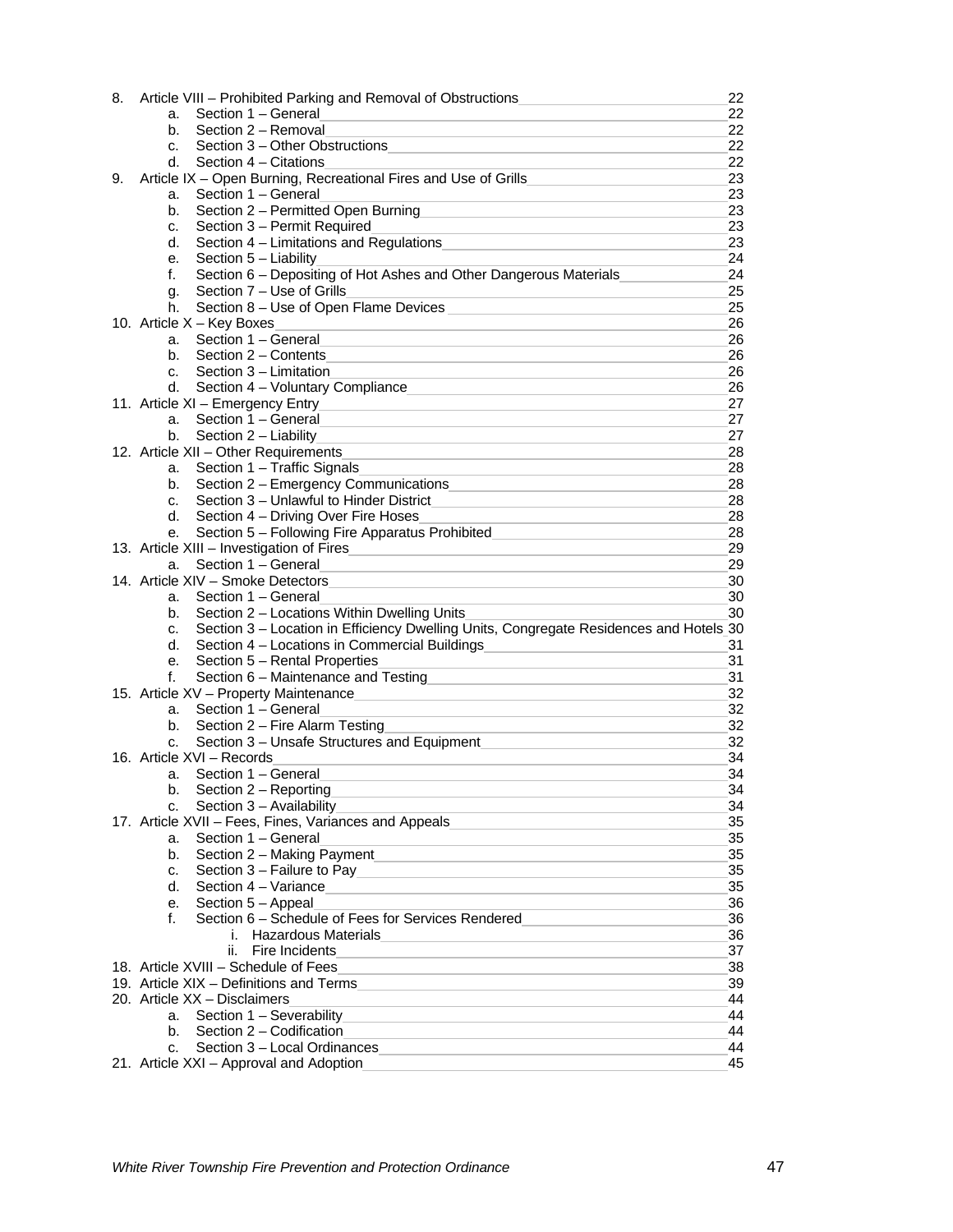8. Article VIII – Prohibited Parking and Removal of Obstructions 22
   a. Section 1 – General 22
   b. Section 2 – Removal 22
   c. Section 3 – Other Obstructions 22
   d. Section 4 – Citations 22
9. Article IX – Open Burning, Recreational Fires and Use of Grills 23
   a. Section 1 – General 23
   b. Section 2 – Permitted Open Burning 23
   c. Section 3 – Permit Required 23
   d. Section 4 – Limitations and Regulations 23
   e. Section 5 – Liability 24
   f. Section 6 – Depositing of Hot Ashes and Other Dangerous Materials 24
   g. Section 7 – Use of Grills 25
   h. Section 8 – Use of Open Flame Devices 25
10. Article X – Key Boxes 26
   a. Section 1 – General 26
   b. Section 2 – Contents 26
   c. Section 3 – Limitation 26
   d. Section 4 – Voluntary Compliance 26
11. Article XI – Emergency Entry 27
   a. Section 1 – General 27
   b. Section 2 – Liability 27
12. Article XII – Other Requirements 28
   a. Section 1 – Traffic Signals 28
   b. Section 2 – Emergency Communications 28
   c. Section 3 – Unlawful to Hinder District 28
   d. Section 4 – Driving Over Fire Hoses 28
   e. Section 5 – Following Fire Apparatus Prohibited 28
13. Article XIII – Investigation of Fires 29
   a. Section 1 – General 29
14. Article XIV – Smoke Detectors 30
   a. Section 1 – General 30
   b. Section 2 – Locations Within Dwelling Units 30
   c. Section 3 – Location in Efficiency Dwelling Units, Congregate Residences and Hotels 30
   d. Section 4 – Locations in Commercial Buildings 31
   e. Section 5 – Rental Properties 31
   f. Section 6 – Maintenance and Testing 31
15. Article XV – Property Maintenance 32
   a. Section 1 – General 32
   b. Section 2 – Fire Alarm Testing 32
   c. Section 3 – Unsafe Structures and Equipment 32
16. Article XVI – Records 34
   a. Section 1 – General 34
   b. Section 2 – Reporting 34
   c. Section 3 – Availability 34
17. Article XVII – Fees, Fines, Variances and Appeals 35
   a. Section 1 – General 35
   b. Section 2 – Making Payment 35
   c. Section 3 – Failure to Pay 35
   d. Section 4 – Variance 35
   e. Section 5 – Appeal 36
   f. Section 6 – Schedule of Fees for Services Rendered 36
      i. Hazardous Materials 36
      ii. Fire Incidents 37
18. Article XVIII – Schedule of Fees 38
19. Article XIX – Definitions and Terms 39
20. Article XX – Disclaimers 44
   a. Section 1 – Severability 44
   b. Section 2 – Codification 44
   c. Section 3 – Local Ordinances 44
21. Article XXI – Approval and Adoption 45